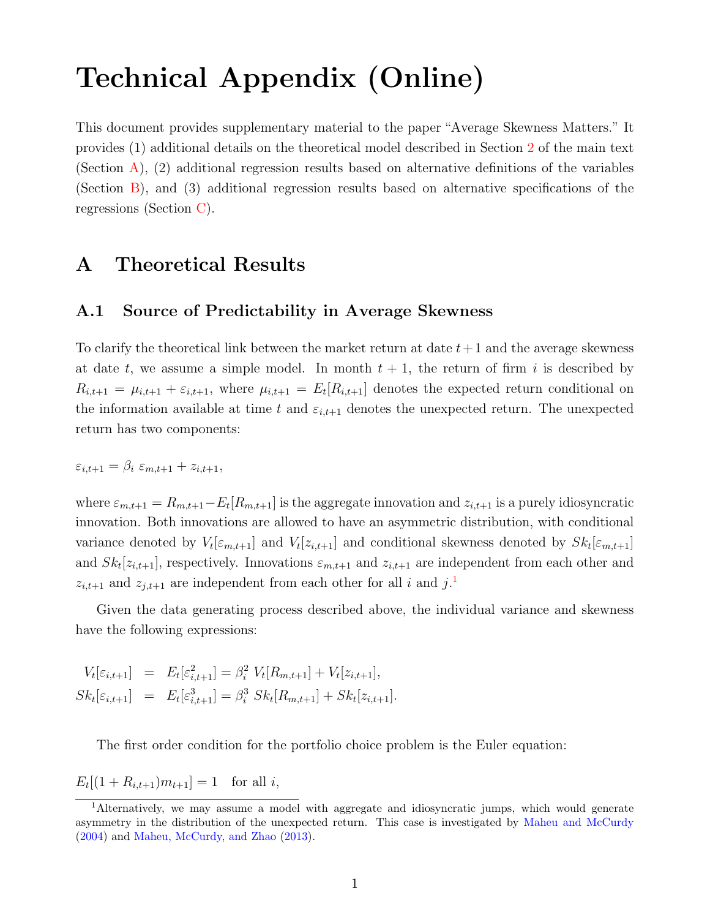# Technical Appendix (Online)

This document provides supplementary material to the paper "Average Skewness Matters." It provides (1) additional details on the theoretical model described in Section 2 of the main text (Section A), (2) additional regression results based on alternative definitions of the variables (Section B), and (3) additional regression results based on alternative specifications of the regressions (Section C).

## A Theoretical Results

### A.1 Source of Predictability in Average Skewness

To clarify the theoretical link between the market return at date $t+1$ and the average skewness at date $t$, we assume a simple model. In month $t+1$, the return of firm $i$ is described by $R_{i,t+1} = \mu_{i,t+1} + \varepsilon_{i,t+1}$, where $\mu_{i,t+1} = E_t[R_{i,t+1}]$ denotes the expected return conditional on the information available at time $t$ and $\varepsilon_{i,t+1}$ denotes the unexpected return. The unexpected return has two components:

$$\varepsilon_{i,t+1} = \beta_i \; \varepsilon_{m,t+1} + z_{i,t+1},$$

where $\varepsilon_{m,t+1} = R_{m,t+1} - E_t[R_{m,t+1}]$ is the aggregate innovation and $z_{i,t+1}$ is a purely idiosyncratic innovation. Both innovations are allowed to have an asymmetric distribution, with conditional variance denoted by $V_t[\varepsilon_{m,t+1}]$ and $V_t[z_{i,t+1}]$ and conditional skewness denoted by $Sk_t[\varepsilon_{m,t+1}]$ and $Sk_t[z_{i,t+1}]$, respectively. Innovations $\varepsilon_{m,t+1}$ and $z_{i,t+1}$ are independent from each other and $z_{i,t+1}$ and $z_{j,t+1}$ are independent from each other for all $i$ and $j$.[1]

Given the data generating process described above, the individual variance and skewness have the following expressions:

$$\begin{aligned} V_t[\varepsilon_{i,t+1}] &= E_t[\varepsilon_{i,t+1}^2] = \beta_i^2 \; V_t[R_{m,t+1}] + V_t[z_{i,t+1}], \\ Sk_t[\varepsilon_{i,t+1}] &= E_t[\varepsilon_{i,t+1}^3] = \beta_i^3 \; Sk_t[R_{m,t+1}] + Sk_t[z_{i,t+1}]. \end{aligned}$$

The first order condition for the portfolio choice problem is the Euler equation:

$$E_t[(1 + R_{i,t+1}) m_{t+1}] = 1 \quad \text{for all } i,$$

[1] Alternatively, we may assume a model with aggregate and idiosyncratic jumps, which would generate asymmetry in the distribution of the unexpected return. This case is investigated by Maheu and McCurdy (2004) and Maheu, McCurdy, and Zhao (2013).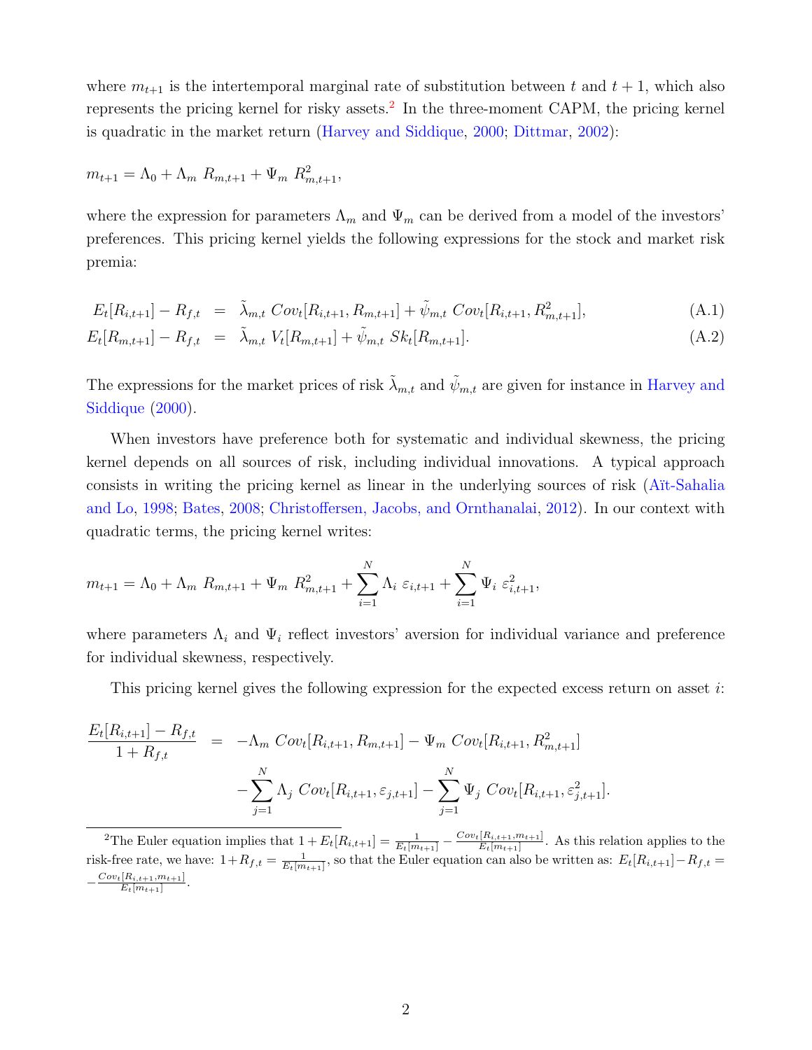where $m_{t+1}$ is the intertemporal marginal rate of substitution between $t$ and $t+1$, which also represents the pricing kernel for risky assets.[2] In the three-moment CAPM, the pricing kernel is quadratic in the market return (Harvey and Siddique, 2000; Dittmar, 2002):

$$m_{t+1} = \Lambda_0 + \Lambda_m \; R_{m,t+1} + \Psi_m \; R_{m,t+1}^2,$$

where the expression for parameters $\Lambda_m$ and $\Psi_m$ can be derived from a model of the investors' preferences. This pricing kernel yields the following expressions for the stock and market risk premia:

$$E_t[R_{i,t+1}] - R_{f,t} \;=\; \tilde{\lambda}_{m,t} \; Cov_t[R_{i,t+1}, R_{m,t+1}] + \tilde{\psi}_{m,t} \; Cov_t[R_{i,t+1}, R_{m,t+1}^2], \tag{A.1}$$

$$E_t[R_{m,t+1}] - R_{f,t} \;=\; \tilde{\lambda}_{m,t} \; V_t[R_{m,t+1}] + \tilde{\psi}_{m,t} \; Sk_t[R_{m,t+1}]. \tag{A.2}$$

The expressions for the market prices of risk $\tilde{\lambda}_{m,t}$ and $\tilde{\psi}_{m,t}$ are given for instance in Harvey and Siddique (2000).

When investors have preference both for systematic and individual skewness, the pricing kernel depends on all sources of risk, including individual innovations. A typical approach consists in writing the pricing kernel as linear in the underlying sources of risk (Aït-Sahalia and Lo, 1998; Bates, 2008; Christoffersen, Jacobs, and Ornthanalai, 2012). In our context with quadratic terms, the pricing kernel writes:

$$m_{t+1} = \Lambda_0 + \Lambda_m \; R_{m,t+1} + \Psi_m \; R_{m,t+1}^2 + \sum_{i=1}^{N} \Lambda_i \; \varepsilon_{i,t+1} + \sum_{i=1}^{N} \Psi_i \; \varepsilon_{i,t+1}^2,$$

where parameters $\Lambda_i$ and $\Psi_i$ reflect investors' aversion for individual variance and preference for individual skewness, respectively.

This pricing kernel gives the following expression for the expected excess return on asset $i$:

$$\begin{aligned}
\frac{E_t[R_{i,t+1}] - R_{f,t}}{1 + R_{f,t}} \;=\; & -\Lambda_m \; Cov_t[R_{i,t+1}, R_{m,t+1}] - \Psi_m \; Cov_t[R_{i,t+1}, R_{m,t+1}^2] \\
& - \sum_{j=1}^{N} \Lambda_j \; Cov_t[R_{i,t+1}, \varepsilon_{j,t+1}] - \sum_{j=1}^{N} \Psi_j \; Cov_t[R_{i,t+1}, \varepsilon_{j,t+1}^2].
\end{aligned}$$

[2] The Euler equation implies that $1 + E_t[R_{i,t+1}] = \frac{1}{E_t[m_{t+1}]} - \frac{Cov_t[R_{i,t+1}, m_{t+1}]}{E_t[m_{t+1}]}$. As this relation applies to the risk-free rate, we have: $1 + R_{f,t} = \frac{1}{E_t[m_{t+1}]}$, so that the Euler equation can also be written as: $E_t[R_{i,t+1}] - R_{f,t} = -\frac{Cov_t[R_{i,t+1}, m_{t+1}]}{E_t[m_{t+1}]}$.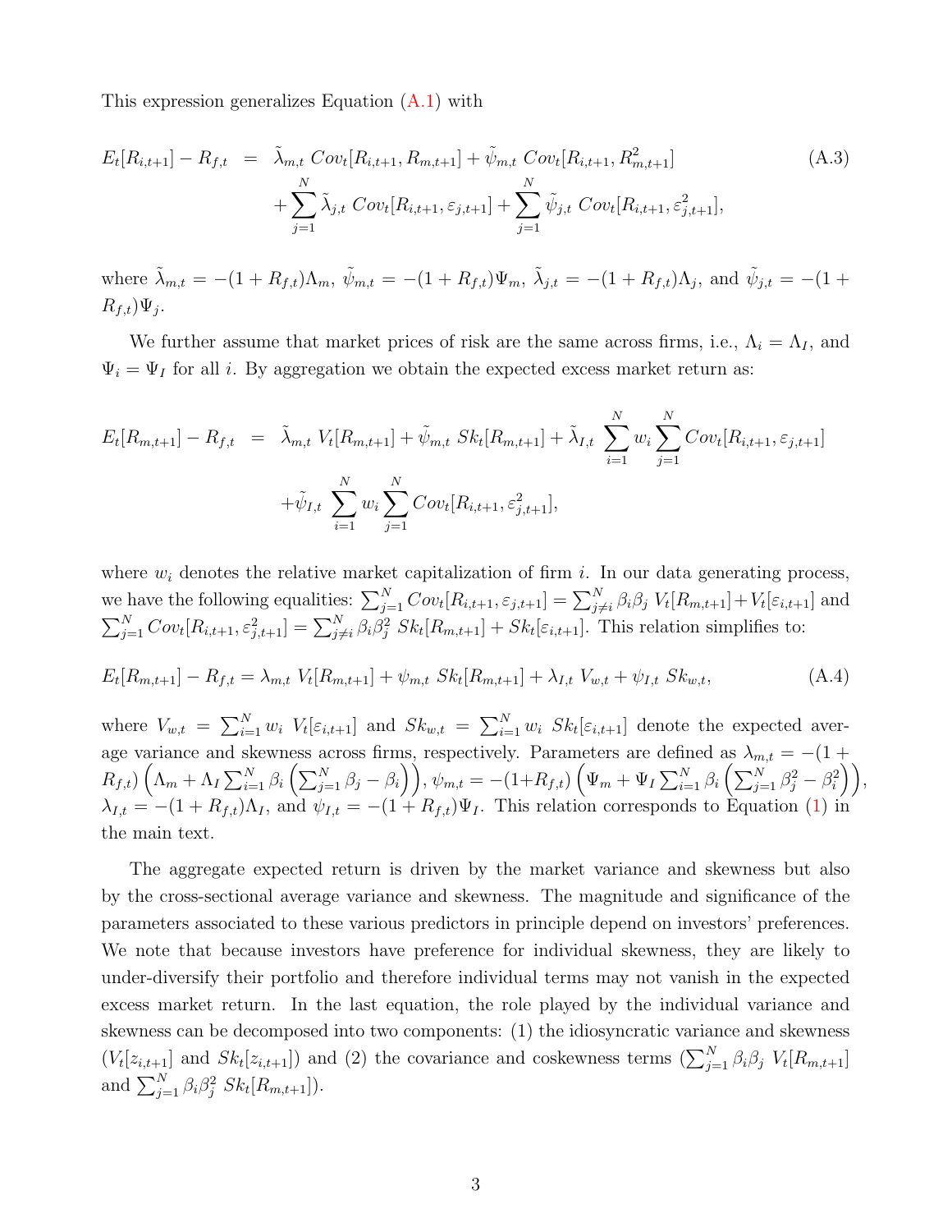This expression generalizes Equation (A.1) with

$$
\begin{aligned}
E_t[R_{i,t+1}] - R_{f,t} &= \tilde{\lambda}_{m,t}\ Cov_t[R_{i,t+1}, R_{m,t+1}] + \tilde{\psi}_{m,t}\ Cov_t[R_{i,t+1}, R^2_{m,t+1}] \\
&\quad + \sum_{j=1}^{N} \tilde{\lambda}_{j,t}\ Cov_t[R_{i,t+1}, \varepsilon_{j,t+1}] + \sum_{j=1}^{N} \tilde{\psi}_{j,t}\ Cov_t[R_{i,t+1}, \varepsilon^2_{j,t+1}],
\end{aligned} \tag{A.3}
$$

where $\tilde{\lambda}_{m,t} = -(1+R_{f,t})\Lambda_m$, $\tilde{\psi}_{m,t} = -(1+R_{f,t})\Psi_m$, $\tilde{\lambda}_{j,t} = -(1+R_{f,t})\Lambda_j$, and $\tilde{\psi}_{j,t} = -(1+R_{f,t})\Psi_j$.

We further assume that market prices of risk are the same across firms, i.e., $\Lambda_i = \Lambda_I$, and $\Psi_i = \Psi_I$ for all $i$. By aggregation we obtain the expected excess market return as:

$$
\begin{aligned}
E_t[R_{m,t+1}] - R_{f,t} &= \tilde{\lambda}_{m,t}\ V_t[R_{m,t+1}] + \tilde{\psi}_{m,t}\ Sk_t[R_{m,t+1}] + \tilde{\lambda}_{I,t}\ \sum_{i=1}^{N} w_i \sum_{j=1}^{N} Cov_t[R_{i,t+1}, \varepsilon_{j,t+1}] \\
&\quad + \tilde{\psi}_{I,t}\ \sum_{i=1}^{N} w_i \sum_{j=1}^{N} Cov_t[R_{i,t+1}, \varepsilon^2_{j,t+1}],
\end{aligned}
$$

where $w_i$ denotes the relative market capitalization of firm $i$. In our data generating process, we have the following equalities: $\sum_{j=1}^{N} Cov_t[R_{i,t+1}, \varepsilon_{j,t+1}] = \sum_{j\neq i}^{N} \beta_i\beta_j\ V_t[R_{m,t+1}] + V_t[\varepsilon_{i,t+1}]$ and $\sum_{j=1}^{N} Cov_t[R_{i,t+1}, \varepsilon^2_{j,t+1}] = \sum_{j\neq i}^{N} \beta_i\beta_j^2\ Sk_t[R_{m,t+1}] + Sk_t[\varepsilon_{i,t+1}]$. This relation simplifies to:

$$
E_t[R_{m,t+1}] - R_{f,t} = \lambda_{m,t}\ V_t[R_{m,t+1}] + \psi_{m,t}\ Sk_t[R_{m,t+1}] + \lambda_{I,t}\ V_{w,t} + \psi_{I,t}\ Sk_{w,t}, \tag{A.4}
$$

where $V_{w,t} = \sum_{i=1}^{N} w_i\ V_t[\varepsilon_{i,t+1}]$ and $Sk_{w,t} = \sum_{i=1}^{N} w_i\ Sk_t[\varepsilon_{i,t+1}]$ denote the expected average variance and skewness across firms, respectively. Parameters are defined as $\lambda_{m,t} = -(1+R_{f,t})\left(\Lambda_m + \Lambda_I \sum_{i=1}^{N} \beta_i \left(\sum_{j=1}^{N} \beta_j - \beta_i\right)\right)$, $\psi_{m,t} = -(1+R_{f,t})\left(\Psi_m + \Psi_I \sum_{i=1}^{N} \beta_i \left(\sum_{j=1}^{N} \beta_j^2 - \beta_i^2\right)\right)$, $\lambda_{I,t} = -(1+R_{f,t})\Lambda_I$, and $\psi_{I,t} = -(1+R_{f,t})\Psi_I$. This relation corresponds to Equation (1) in the main text.

The aggregate expected return is driven by the market variance and skewness but also by the cross-sectional average variance and skewness. The magnitude and significance of the parameters associated to these various predictors in principle depend on investors' preferences. We note that because investors have preference for individual skewness, they are likely to under-diversify their portfolio and therefore individual terms may not vanish in the expected excess market return. In the last equation, the role played by the individual variance and skewness can be decomposed into two components: (1) the idiosyncratic variance and skewness ($V_t[z_{i,t+1}]$ and $Sk_t[z_{i,t+1}]$) and (2) the covariance and coskewness terms ($\sum_{j=1}^{N} \beta_i\beta_j\ V_t[R_{m,t+1}]$ and $\sum_{j=1}^{N} \beta_i\beta_j^2\ Sk_t[R_{m,t+1}]$).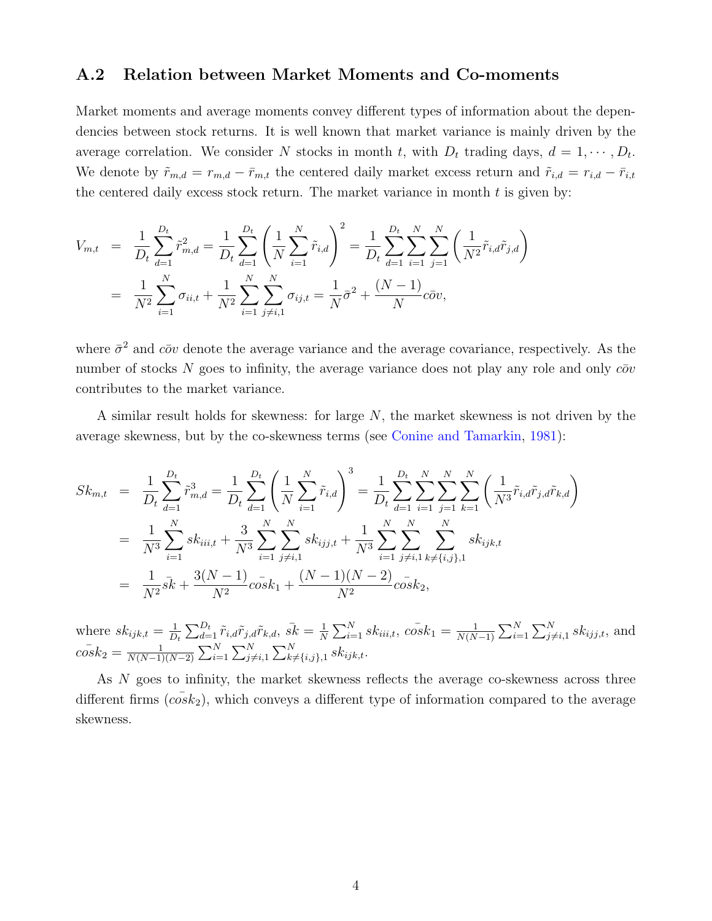## A.2 Relation between Market Moments and Co-moments

Market moments and average moments convey different types of information about the dependencies between stock returns. It is well known that market variance is mainly driven by the average correlation. We consider $N$ stocks in month $t$, with $D_t$ trading days, $d = 1, \cdots, D_t$. We denote by $\tilde{r}_{m,d} = r_{m,d} - \bar{r}_{m,t}$ the centered daily market excess return and $\tilde{r}_{i,d} = r_{i,d} - \bar{r}_{i,t}$ the centered daily excess stock return. The market variance in month $t$ is given by:

$$
\begin{aligned}
V_{m,t} &= \frac{1}{D_t}\sum_{d=1}^{D_t}\tilde{r}_{m,d}^2 = \frac{1}{D_t}\sum_{d=1}^{D_t}\left(\frac{1}{N}\sum_{i=1}^{N}\tilde{r}_{i,d}\right)^2 = \frac{1}{D_t}\sum_{d=1}^{D_t}\sum_{i=1}^{N}\sum_{j=1}^{N}\left(\frac{1}{N^2}\tilde{r}_{i,d}\tilde{r}_{j,d}\right) \\
&= \frac{1}{N^2}\sum_{i=1}^{N}\sigma_{ii,t} + \frac{1}{N^2}\sum_{i=1}^{N}\sum_{j\neq i,1}^{N}\sigma_{ij,t} = \frac{1}{N}\bar{\sigma}^2 + \frac{(N-1)}{N}c\bar{o}v,
\end{aligned}
$$

where $\bar{\sigma}^2$ and $c\bar{o}v$ denote the average variance and the average covariance, respectively. As the number of stocks $N$ goes to infinity, the average variance does not play any role and only $c\bar{o}v$ contributes to the market variance.

A similar result holds for skewness: for large $N$, the market skewness is not driven by the average skewness, but by the co-skewness terms (see Conine and Tamarkin, 1981):

$$
\begin{aligned}
Sk_{m,t} &= \frac{1}{D_t}\sum_{d=1}^{D_t}\tilde{r}_{m,d}^3 = \frac{1}{D_t}\sum_{d=1}^{D_t}\left(\frac{1}{N}\sum_{i=1}^{N}\tilde{r}_{i,d}\right)^3 = \frac{1}{D_t}\sum_{d=1}^{D_t}\sum_{i=1}^{N}\sum_{j=1}^{N}\sum_{k=1}^{N}\left(\frac{1}{N^3}\tilde{r}_{i,d}\tilde{r}_{j,d}\tilde{r}_{k,d}\right) \\
&= \frac{1}{N^3}\sum_{i=1}^{N}sk_{iii,t} + \frac{3}{N^3}\sum_{i=1}^{N}\sum_{j\neq i,1}^{N}sk_{ijj,t} + \frac{1}{N^3}\sum_{i=1}^{N}\sum_{j\neq i,1}^{N}\sum_{k\neq\{i,j\},1}^{N}sk_{ijk,t} \\
&= \frac{1}{N^2}\bar{sk} + \frac{3(N-1)}{N^2}\bar{cosk}_1 + \frac{(N-1)(N-2)}{N^2}\bar{cosk}_2,
\end{aligned}
$$

where $sk_{ijk,t} = \frac{1}{D_t}\sum_{d=1}^{D_t}\tilde{r}_{i,d}\tilde{r}_{j,d}\tilde{r}_{k,d}$, $\bar{sk} = \frac{1}{N}\sum_{i=1}^{N}sk_{iii,t}$, $\bar{cosk}_1 = \frac{1}{N(N-1)}\sum_{i=1}^{N}\sum_{j\neq i,1}^{N}sk_{ijj,t}$, and $\bar{cosk}_2 = \frac{1}{N(N-1)(N-2)}\sum_{i=1}^{N}\sum_{j\neq i,1}^{N}\sum_{k\neq\{i,j\},1}^{N}sk_{ijk,t}$.

As $N$ goes to infinity, the market skewness reflects the average co-skewness across three different firms ($\bar{cosk}_2$), which conveys a different type of information compared to the average skewness.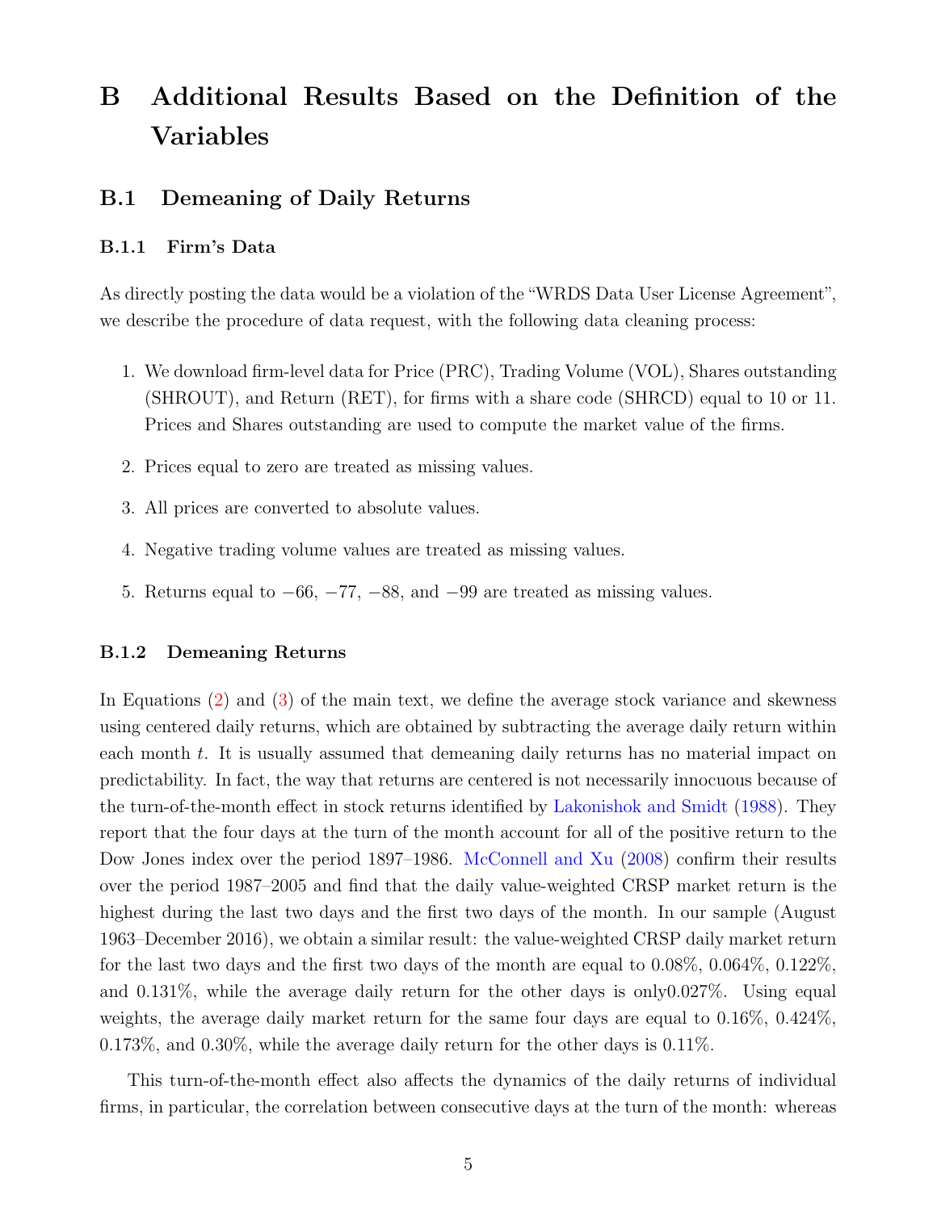# B Additional Results Based on the Definition of the Variables

## B.1 Demeaning of Daily Returns

### B.1.1 Firm's Data

As directly posting the data would be a violation of the "WRDS Data User License Agreement", we describe the procedure of data request, with the following data cleaning process:

1. We download firm-level data for Price (PRC), Trading Volume (VOL), Shares outstanding (SHROUT), and Return (RET), for firms with a share code (SHRCD) equal to 10 or 11. Prices and Shares outstanding are used to compute the market value of the firms.
2. Prices equal to zero are treated as missing values.
3. All prices are converted to absolute values.
4. Negative trading volume values are treated as missing values.
5. Returns equal to $-66$, $-77$, $-88$, and $-99$ are treated as missing values.

### B.1.2 Demeaning Returns

In Equations (2) and (3) of the main text, we define the average stock variance and skewness using centered daily returns, which are obtained by subtracting the average daily return within each month $t$. It is usually assumed that demeaning daily returns has no material impact on predictability. In fact, the way that returns are centered is not necessarily innocuous because of the turn-of-the-month effect in stock returns identified by Lakonishok and Smidt (1988). They report that the four days at the turn of the month account for all of the positive return to the Dow Jones index over the period 1897–1986. McConnell and Xu (2008) confirm their results over the period 1987–2005 and find that the daily value-weighted CRSP market return is the highest during the last two days and the first two days of the month. In our sample (August 1963–December 2016), we obtain a similar result: the value-weighted CRSP daily market return for the last two days and the first two days of the month are equal to 0.08%, 0.064%, 0.122%, and 0.131%, while the average daily return for the other days is only0.027%. Using equal weights, the average daily market return for the same four days are equal to 0.16%, 0.424%, 0.173%, and 0.30%, while the average daily return for the other days is 0.11%.

This turn-of-the-month effect also affects the dynamics of the daily returns of individual firms, in particular, the correlation between consecutive days at the turn of the month: whereas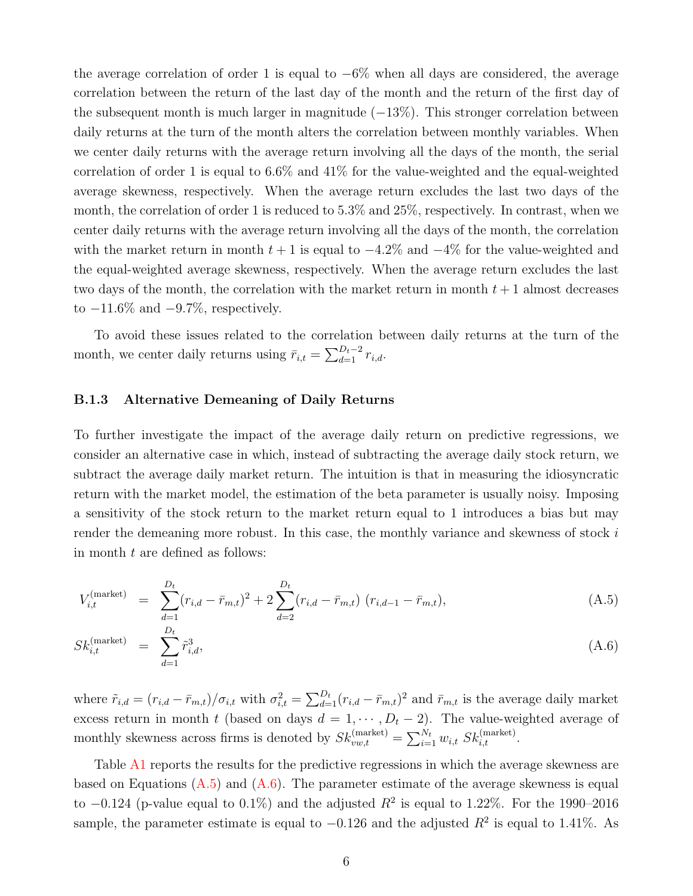the average correlation of order 1 is equal to $-6\%$ when all days are considered, the average correlation between the return of the last day of the month and the return of the first day of the subsequent month is much larger in magnitude ($-13\%$). This stronger correlation between daily returns at the turn of the month alters the correlation between monthly variables. When we center daily returns with the average return involving all the days of the month, the serial correlation of order 1 is equal to 6.6% and 41% for the value-weighted and the equal-weighted average skewness, respectively. When the average return excludes the last two days of the month, the correlation of order 1 is reduced to 5.3% and 25%, respectively. In contrast, when we center daily returns with the average return involving all the days of the month, the correlation with the market return in month $t+1$ is equal to $-4.2\%$ and $-4\%$ for the value-weighted and the equal-weighted average skewness, respectively. When the average return excludes the last two days of the month, the correlation with the market return in month $t+1$ almost decreases to $-11.6\%$ and $-9.7\%$, respectively.

To avoid these issues related to the correlation between daily returns at the turn of the month, we center daily returns using $\bar{r}_{i,t} = \sum_{d=1}^{D_t-2} r_{i,d}$.

### B.1.3 Alternative Demeaning of Daily Returns

To further investigate the impact of the average daily return on predictive regressions, we consider an alternative case in which, instead of subtracting the average daily stock return, we subtract the average daily market return. The intuition is that in measuring the idiosyncratic return with the market model, the estimation of the beta parameter is usually noisy. Imposing a sensitivity of the stock return to the market return equal to 1 introduces a bias but may render the demeaning more robust. In this case, the monthly variance and skewness of stock $i$ in month $t$ are defined as follows:

$$V_{i,t}^{(\text{market})} = \sum_{d=1}^{D_t} (r_{i,d} - \bar{r}_{m,t})^2 + 2\sum_{d=2}^{D_t} (r_{i,d} - \bar{r}_{m,t})\ (r_{i,d-1} - \bar{r}_{m,t}), \tag{A.5}$$

$$Sk_{i,t}^{(\text{market})} = \sum_{d=1}^{D_t} \tilde{r}_{i,d}^3, \tag{A.6}$$

where $\tilde{r}_{i,d} = (r_{i,d} - \bar{r}_{m,t})/\sigma_{i,t}$ with $\sigma_{i,t}^2 = \sum_{d=1}^{D_t} (r_{i,d} - \bar{r}_{m,t})^2$ and $\bar{r}_{m,t}$ is the average daily market excess return in month $t$ (based on days $d = 1, \cdots, D_t - 2$). The value-weighted average of monthly skewness across firms is denoted by $Sk_{vw,t}^{(\text{market})} = \sum_{i=1}^{N_t} w_{i,t}\ Sk_{i,t}^{(\text{market})}$.

Table A1 reports the results for the predictive regressions in which the average skewness are based on Equations (A.5) and (A.6). The parameter estimate of the average skewness is equal to $-0.124$ (p-value equal to 0.1%) and the adjusted $R^2$ is equal to 1.22%. For the 1990–2016 sample, the parameter estimate is equal to $-0.126$ and the adjusted $R^2$ is equal to 1.41%. As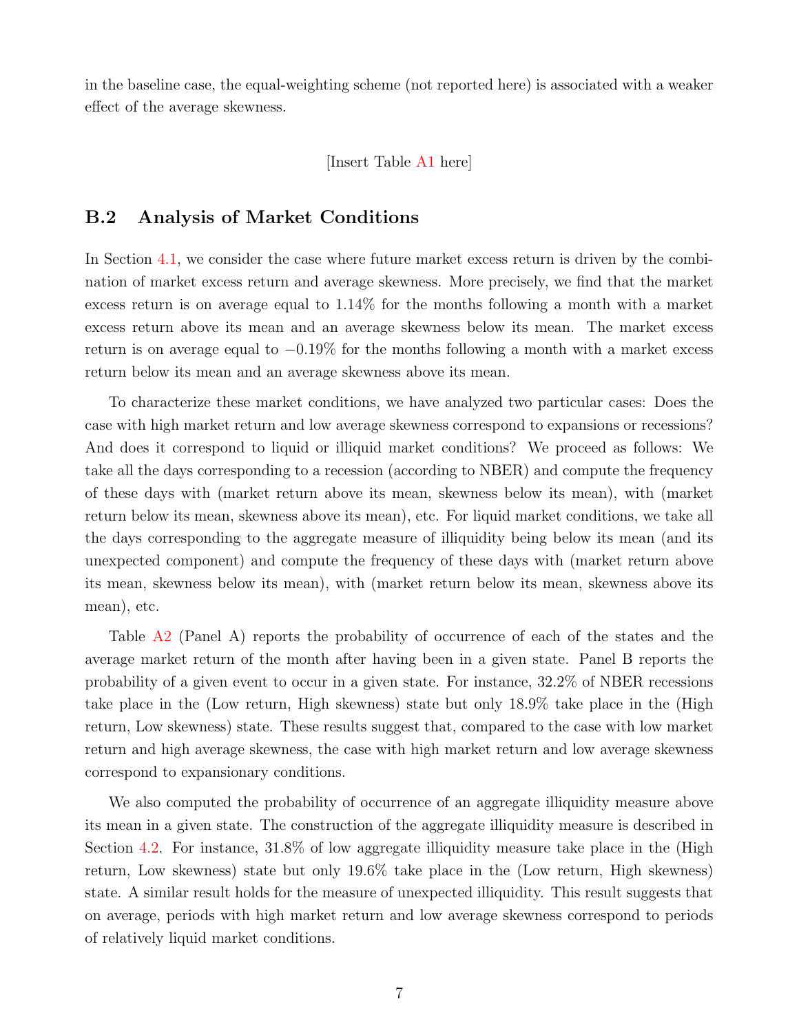in the baseline case, the equal-weighting scheme (not reported here) is associated with a weaker effect of the average skewness.

[Insert Table A1 here]

## B.2 Analysis of Market Conditions

In Section 4.1, we consider the case where future market excess return is driven by the combination of market excess return and average skewness. More precisely, we find that the market excess return is on average equal to 1.14% for the months following a month with a market excess return above its mean and an average skewness below its mean. The market excess return is on average equal to $-0.19\%$ for the months following a month with a market excess return below its mean and an average skewness above its mean.

To characterize these market conditions, we have analyzed two particular cases: Does the case with high market return and low average skewness correspond to expansions or recessions? And does it correspond to liquid or illiquid market conditions? We proceed as follows: We take all the days corresponding to a recession (according to NBER) and compute the frequency of these days with (market return above its mean, skewness below its mean), with (market return below its mean, skewness above its mean), etc. For liquid market conditions, we take all the days corresponding to the aggregate measure of illiquidity being below its mean (and its unexpected component) and compute the frequency of these days with (market return above its mean, skewness below its mean), with (market return below its mean, skewness above its mean), etc.

Table A2 (Panel A) reports the probability of occurrence of each of the states and the average market return of the month after having been in a given state. Panel B reports the probability of a given event to occur in a given state. For instance, 32.2% of NBER recessions take place in the (Low return, High skewness) state but only 18.9% take place in the (High return, Low skewness) state. These results suggest that, compared to the case with low market return and high average skewness, the case with high market return and low average skewness correspond to expansionary conditions.

We also computed the probability of occurrence of an aggregate illiquidity measure above its mean in a given state. The construction of the aggregate illiquidity measure is described in Section 4.2. For instance, 31.8% of low aggregate illiquidity measure take place in the (High return, Low skewness) state but only 19.6% take place in the (Low return, High skewness) state. A similar result holds for the measure of unexpected illiquidity. This result suggests that on average, periods with high market return and low average skewness correspond to periods of relatively liquid market conditions.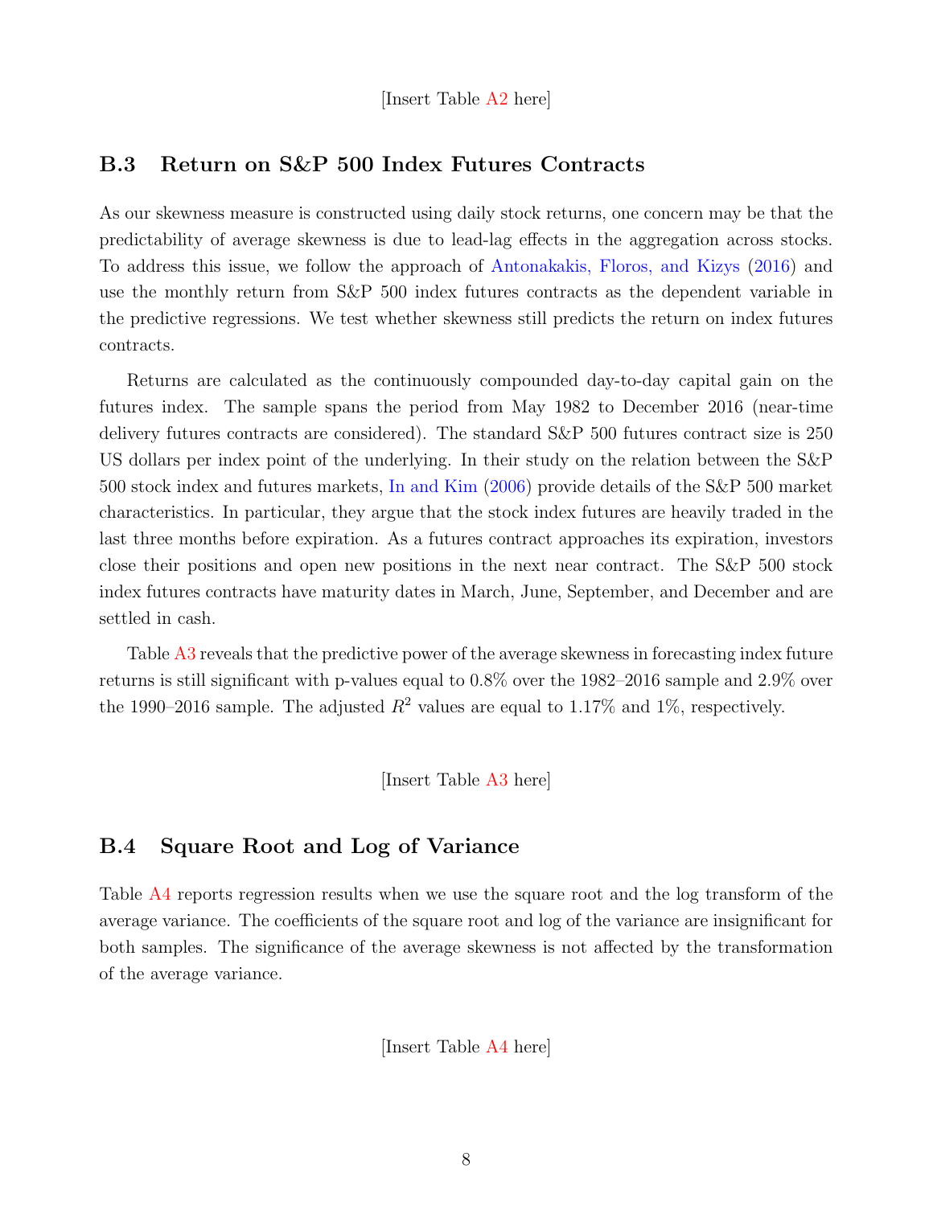[Insert Table A2 here]

### B.3 Return on S&P 500 Index Futures Contracts

As our skewness measure is constructed using daily stock returns, one concern may be that the predictability of average skewness is due to lead-lag effects in the aggregation across stocks. To address this issue, we follow the approach of Antonakakis, Floros, and Kizys (2016) and use the monthly return from S&P 500 index futures contracts as the dependent variable in the predictive regressions. We test whether skewness still predicts the return on index futures contracts.

Returns are calculated as the continuously compounded day-to-day capital gain on the futures index. The sample spans the period from May 1982 to December 2016 (near-time delivery futures contracts are considered). The standard S&P 500 futures contract size is 250 US dollars per index point of the underlying. In their study on the relation between the S&P 500 stock index and futures markets, In and Kim (2006) provide details of the S&P 500 market characteristics. In particular, they argue that the stock index futures are heavily traded in the last three months before expiration. As a futures contract approaches its expiration, investors close their positions and open new positions in the next near contract. The S&P 500 stock index futures contracts have maturity dates in March, June, September, and December and are settled in cash.

Table A3 reveals that the predictive power of the average skewness in forecasting index future returns is still significant with p-values equal to 0.8% over the 1982–2016 sample and 2.9% over the 1990–2016 sample. The adjusted $R^2$ values are equal to 1.17% and 1%, respectively.

[Insert Table A3 here]

### B.4 Square Root and Log of Variance

Table A4 reports regression results when we use the square root and the log transform of the average variance. The coefficients of the square root and log of the variance are insignificant for both samples. The significance of the average skewness is not affected by the transformation of the average variance.

[Insert Table A4 here]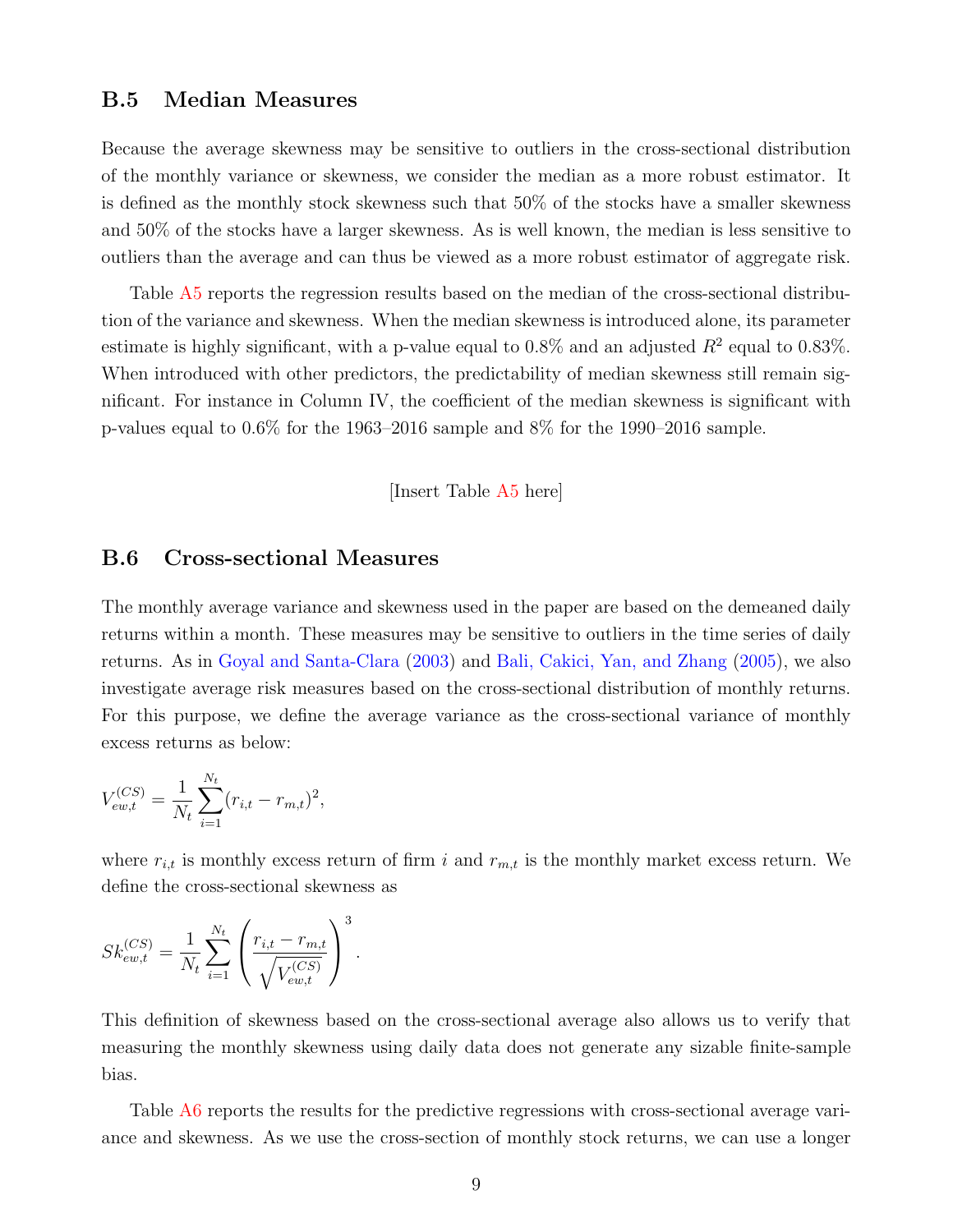## B.5 Median Measures

Because the average skewness may be sensitive to outliers in the cross-sectional distribution of the monthly variance or skewness, we consider the median as a more robust estimator. It is defined as the monthly stock skewness such that 50% of the stocks have a smaller skewness and 50% of the stocks have a larger skewness. As is well known, the median is less sensitive to outliers than the average and can thus be viewed as a more robust estimator of aggregate risk.

Table A5 reports the regression results based on the median of the cross-sectional distribution of the variance and skewness. When the median skewness is introduced alone, its parameter estimate is highly significant, with a p-value equal to 0.8% and an adjusted $R^2$ equal to 0.83%. When introduced with other predictors, the predictability of median skewness still remain significant. For instance in Column IV, the coefficient of the median skewness is significant with p-values equal to 0.6% for the 1963–2016 sample and 8% for the 1990–2016 sample.

[Insert Table A5 here]

## B.6 Cross-sectional Measures

The monthly average variance and skewness used in the paper are based on the demeaned daily returns within a month. These measures may be sensitive to outliers in the time series of daily returns. As in Goyal and Santa-Clara (2003) and Bali, Cakici, Yan, and Zhang (2005), we also investigate average risk measures based on the cross-sectional distribution of monthly returns. For this purpose, we define the average variance as the cross-sectional variance of monthly excess returns as below:

$$V_{ew,t}^{(CS)} = \frac{1}{N_t} \sum_{i=1}^{N_t} (r_{i,t} - r_{m,t})^2,$$

where $r_{i,t}$ is monthly excess return of firm $i$ and $r_{m,t}$ is the monthly market excess return. We define the cross-sectional skewness as

$$Sk_{ew,t}^{(CS)} = \frac{1}{N_t} \sum_{i=1}^{N_t} \left( \frac{r_{i,t} - r_{m,t}}{\sqrt{V_{ew,t}^{(CS)}}} \right)^3.$$

This definition of skewness based on the cross-sectional average also allows us to verify that measuring the monthly skewness using daily data does not generate any sizable finite-sample bias.

Table A6 reports the results for the predictive regressions with cross-sectional average variance and skewness. As we use the cross-section of monthly stock returns, we can use a longer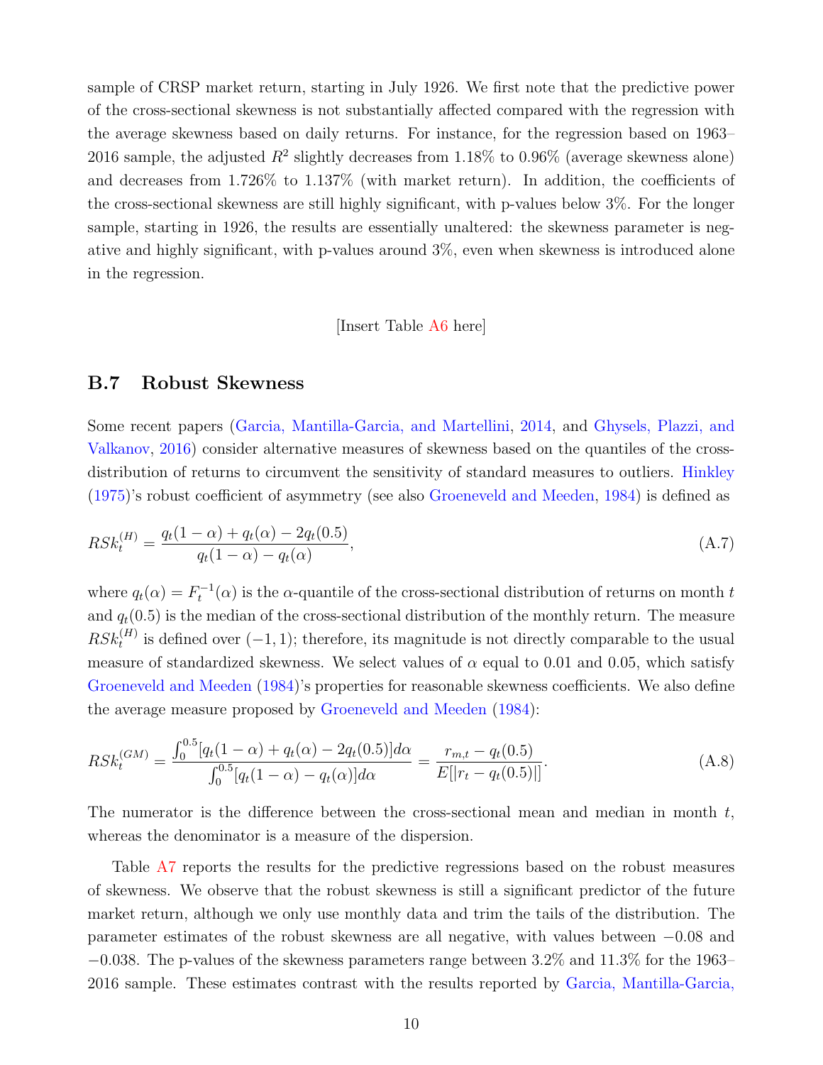sample of CRSP market return, starting in July 1926. We first note that the predictive power of the cross-sectional skewness is not substantially affected compared with the regression with the average skewness based on daily returns. For instance, for the regression based on 1963–2016 sample, the adjusted $R^2$ slightly decreases from 1.18% to 0.96% (average skewness alone) and decreases from 1.726% to 1.137% (with market return). In addition, the coefficients of the cross-sectional skewness are still highly significant, with p-values below 3%. For the longer sample, starting in 1926, the results are essentially unaltered: the skewness parameter is negative and highly significant, with p-values around 3%, even when skewness is introduced alone in the regression.

[Insert Table A6 here]

### B.7 Robust Skewness

Some recent papers (Garcia, Mantilla-Garcia, and Martellini, 2014, and Ghysels, Plazzi, and Valkanov, 2016) consider alternative measures of skewness based on the quantiles of the cross-distribution of returns to circumvent the sensitivity of standard measures to outliers. Hinkley (1975)'s robust coefficient of asymmetry (see also Groeneveld and Meeden, 1984) is defined as

$$RSk_t^{(H)} = \frac{q_t(1-\alpha) + q_t(\alpha) - 2q_t(0.5)}{q_t(1-\alpha) - q_t(\alpha)}, \tag{A.7}$$

where $q_t(\alpha) = F_t^{-1}(\alpha)$ is the $\alpha$-quantile of the cross-sectional distribution of returns on month $t$ and $q_t(0.5)$ is the median of the cross-sectional distribution of the monthly return. The measure $RSk_t^{(H)}$ is defined over $(-1, 1)$; therefore, its magnitude is not directly comparable to the usual measure of standardized skewness. We select values of $\alpha$ equal to 0.01 and 0.05, which satisfy Groeneveld and Meeden (1984)'s properties for reasonable skewness coefficients. We also define the average measure proposed by Groeneveld and Meeden (1984):

$$RSk_t^{(GM)} = \frac{\int_0^{0.5} [q_t(1-\alpha) + q_t(\alpha) - 2q_t(0.5)]d\alpha}{\int_0^{0.5} [q_t(1-\alpha) - q_t(\alpha)]d\alpha} = \frac{r_{m,t} - q_t(0.5)}{E[|r_t - q_t(0.5)|]}. \tag{A.8}$$

The numerator is the difference between the cross-sectional mean and median in month $t$, whereas the denominator is a measure of the dispersion.

Table A7 reports the results for the predictive regressions based on the robust measures of skewness. We observe that the robust skewness is still a significant predictor of the future market return, although we only use monthly data and trim the tails of the distribution. The parameter estimates of the robust skewness are all negative, with values between $-0.08$ and $-0.038$. The p-values of the skewness parameters range between 3.2% and 11.3% for the 1963–2016 sample. These estimates contrast with the results reported by Garcia, Mantilla-Garcia,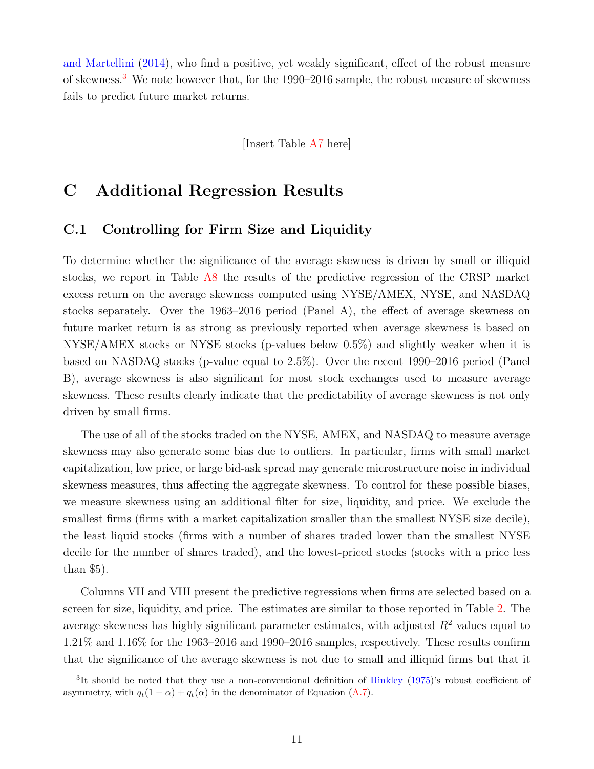and Martellini (2014), who find a positive, yet weakly significant, effect of the robust measure of skewness.[3] We note however that, for the 1990–2016 sample, the robust measure of skewness fails to predict future market returns.

[Insert Table A7 here]

# C Additional Regression Results

## C.1 Controlling for Firm Size and Liquidity

To determine whether the significance of the average skewness is driven by small or illiquid stocks, we report in Table A8 the results of the predictive regression of the CRSP market excess return on the average skewness computed using NYSE/AMEX, NYSE, and NASDAQ stocks separately. Over the 1963–2016 period (Panel A), the effect of average skewness on future market return is as strong as previously reported when average skewness is based on NYSE/AMEX stocks or NYSE stocks (p-values below 0.5%) and slightly weaker when it is based on NASDAQ stocks (p-value equal to 2.5%). Over the recent 1990–2016 period (Panel B), average skewness is also significant for most stock exchanges used to measure average skewness. These results clearly indicate that the predictability of average skewness is not only driven by small firms.

The use of all of the stocks traded on the NYSE, AMEX, and NASDAQ to measure average skewness may also generate some bias due to outliers. In particular, firms with small market capitalization, low price, or large bid-ask spread may generate microstructure noise in individual skewness measures, thus affecting the aggregate skewness. To control for these possible biases, we measure skewness using an additional filter for size, liquidity, and price. We exclude the smallest firms (firms with a market capitalization smaller than the smallest NYSE size decile), the least liquid stocks (firms with a number of shares traded lower than the smallest NYSE decile for the number of shares traded), and the lowest-priced stocks (stocks with a price less than \$5).

Columns VII and VIII present the predictive regressions when firms are selected based on a screen for size, liquidity, and price. The estimates are similar to those reported in Table 2. The average skewness has highly significant parameter estimates, with adjusted $R^2$ values equal to 1.21% and 1.16% for the 1963–2016 and 1990–2016 samples, respectively. These results confirm that the significance of the average skewness is not due to small and illiquid firms but that it

[3] It should be noted that they use a non-conventional definition of Hinkley (1975)'s robust coefficient of asymmetry, with $q_t(1-\alpha) + q_t(\alpha)$ in the denominator of Equation (A.7).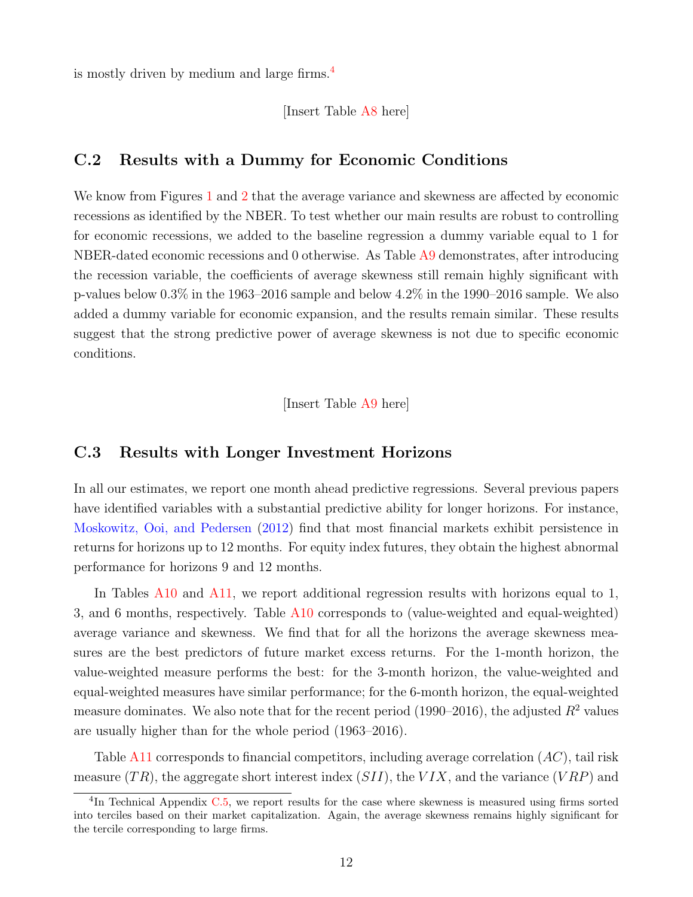is mostly driven by medium and large firms.[4]

[Insert Table A8 here]

## C.2 Results with a Dummy for Economic Conditions

We know from Figures 1 and 2 that the average variance and skewness are affected by economic recessions as identified by the NBER. To test whether our main results are robust to controlling for economic recessions, we added to the baseline regression a dummy variable equal to 1 for NBER-dated economic recessions and 0 otherwise. As Table A9 demonstrates, after introducing the recession variable, the coefficients of average skewness still remain highly significant with p-values below 0.3% in the 1963–2016 sample and below 4.2% in the 1990–2016 sample. We also added a dummy variable for economic expansion, and the results remain similar. These results suggest that the strong predictive power of average skewness is not due to specific economic conditions.

[Insert Table A9 here]

## C.3 Results with Longer Investment Horizons

In all our estimates, we report one month ahead predictive regressions. Several previous papers have identified variables with a substantial predictive ability for longer horizons. For instance, Moskowitz, Ooi, and Pedersen (2012) find that most financial markets exhibit persistence in returns for horizons up to 12 months. For equity index futures, they obtain the highest abnormal performance for horizons 9 and 12 months.

In Tables A10 and A11, we report additional regression results with horizons equal to 1, 3, and 6 months, respectively. Table A10 corresponds to (value-weighted and equal-weighted) average variance and skewness. We find that for all the horizons the average skewness measures are the best predictors of future market excess returns. For the 1-month horizon, the value-weighted measure performs the best: for the 3-month horizon, the value-weighted and equal-weighted measures have similar performance; for the 6-month horizon, the equal-weighted measure dominates. We also note that for the recent period (1990–2016), the adjusted $R^2$ values are usually higher than for the whole period (1963–2016).

Table A11 corresponds to financial competitors, including average correlation ($AC$), tail risk measure ($TR$), the aggregate short interest index ($SII$), the $VIX$, and the variance ($VRP$) and

[4] In Technical Appendix C.5, we report results for the case where skewness is measured using firms sorted into terciles based on their market capitalization. Again, the average skewness remains highly significant for the tercile corresponding to large firms.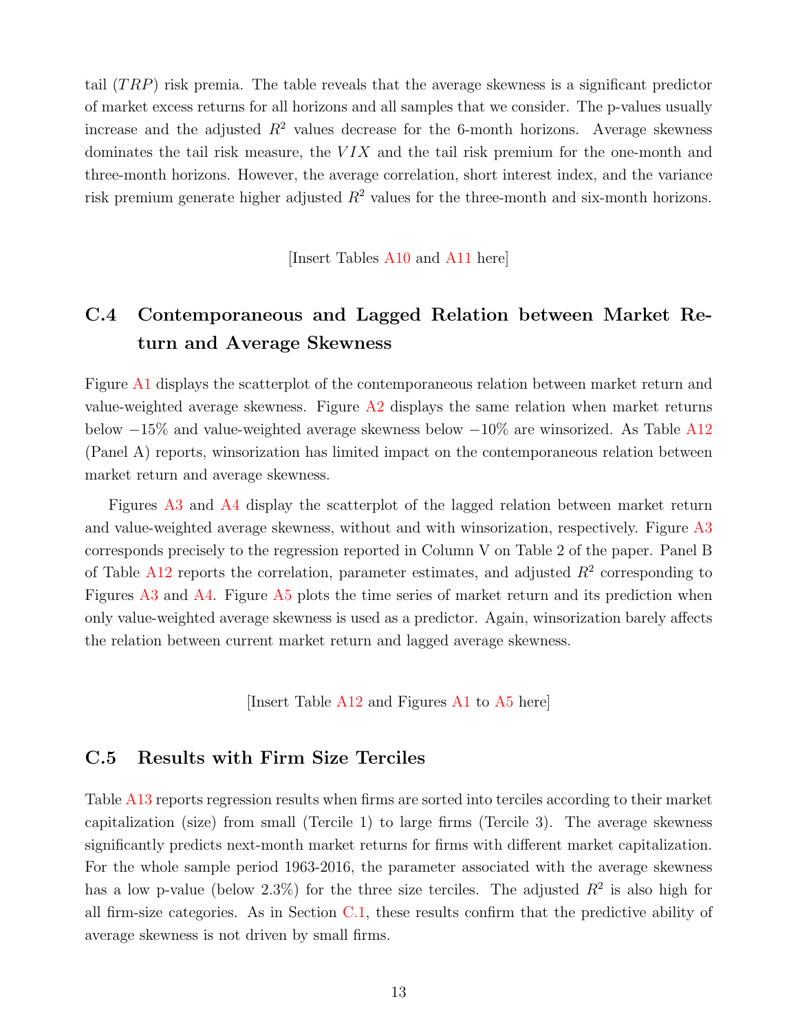tail ($TRP$) risk premia. The table reveals that the average skewness is a significant predictor of market excess returns for all horizons and all samples that we consider. The p-values usually increase and the adjusted $R^2$ values decrease for the 6-month horizons. Average skewness dominates the tail risk measure, the $VIX$ and the tail risk premium for the one-month and three-month horizons. However, the average correlation, short interest index, and the variance risk premium generate higher adjusted $R^2$ values for the three-month and six-month horizons.

[Insert Tables A10 and A11 here]

### C.4 Contemporaneous and Lagged Relation between Market Return and Average Skewness

Figure A1 displays the scatterplot of the contemporaneous relation between market return and value-weighted average skewness. Figure A2 displays the same relation when market returns below $-15\%$ and value-weighted average skewness below $-10\%$ are winsorized. As Table A12 (Panel A) reports, winsorization has limited impact on the contemporaneous relation between market return and average skewness.

Figures A3 and A4 display the scatterplot of the lagged relation between market return and value-weighted average skewness, without and with winsorization, respectively. Figure A3 corresponds precisely to the regression reported in Column V on Table 2 of the paper. Panel B of Table A12 reports the correlation, parameter estimates, and adjusted $R^2$ corresponding to Figures A3 and A4. Figure A5 plots the time series of market return and its prediction when only value-weighted average skewness is used as a predictor. Again, winsorization barely affects the relation between current market return and lagged average skewness.

[Insert Table A12 and Figures A1 to A5 here]

### C.5 Results with Firm Size Terciles

Table A13 reports regression results when firms are sorted into terciles according to their market capitalization (size) from small (Tercile 1) to large firms (Tercile 3). The average skewness significantly predicts next-month market returns for firms with different market capitalization. For the whole sample period 1963-2016, the parameter associated with the average skewness has a low p-value (below 2.3%) for the three size terciles. The adjusted $R^2$ is also high for all firm-size categories. As in Section C.1, these results confirm that the predictive ability of average skewness is not driven by small firms.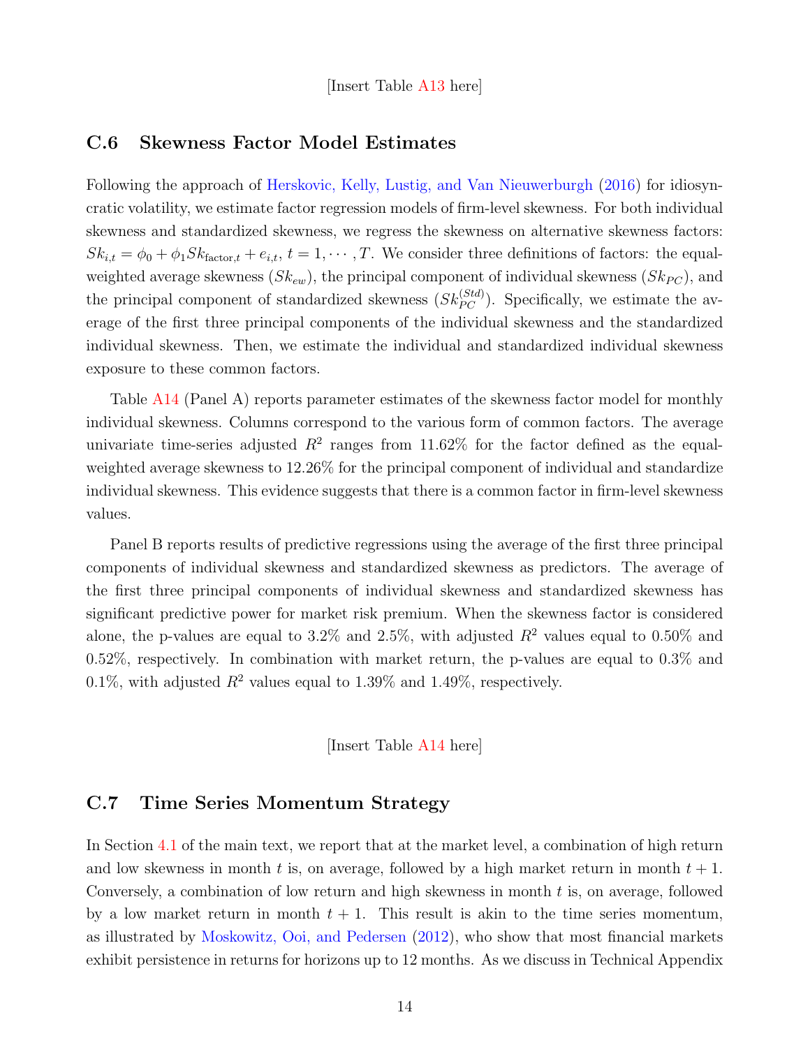[Insert Table A13 here]

## C.6 Skewness Factor Model Estimates

Following the approach of Herskovic, Kelly, Lustig, and Van Nieuwerburgh (2016) for idiosyncratic volatility, we estimate factor regression models of firm-level skewness. For both individual skewness and standardized skewness, we regress the skewness on alternative skewness factors: $Sk_{i,t} = \phi_0 + \phi_1 Sk_{\text{factor},t} + e_{i,t}$, $t = 1, \cdots, T$. We consider three definitions of factors: the equal-weighted average skewness ($Sk_{ew}$), the principal component of individual skewness ($Sk_{PC}$), and the principal component of standardized skewness ($Sk_{PC}^{(Std)}$). Specifically, we estimate the average of the first three principal components of the individual skewness and the standardized individual skewness. Then, we estimate the individual and standardized individual skewness exposure to these common factors.

Table A14 (Panel A) reports parameter estimates of the skewness factor model for monthly individual skewness. Columns correspond to the various form of common factors. The average univariate time-series adjusted $R^2$ ranges from 11.62% for the factor defined as the equal-weighted average skewness to 12.26% for the principal component of individual and standardize individual skewness. This evidence suggests that there is a common factor in firm-level skewness values.

Panel B reports results of predictive regressions using the average of the first three principal components of individual skewness and standardized skewness as predictors. The average of the first three principal components of individual skewness and standardized skewness has significant predictive power for market risk premium. When the skewness factor is considered alone, the p-values are equal to 3.2% and 2.5%, with adjusted $R^2$ values equal to 0.50% and 0.52%, respectively. In combination with market return, the p-values are equal to 0.3% and 0.1%, with adjusted $R^2$ values equal to 1.39% and 1.49%, respectively.

[Insert Table A14 here]

## C.7 Time Series Momentum Strategy

In Section 4.1 of the main text, we report that at the market level, a combination of high return and low skewness in month $t$ is, on average, followed by a high market return in month $t + 1$. Conversely, a combination of low return and high skewness in month $t$ is, on average, followed by a low market return in month $t + 1$. This result is akin to the time series momentum, as illustrated by Moskowitz, Ooi, and Pedersen (2012), who show that most financial markets exhibit persistence in returns for horizons up to 12 months. As we discuss in Technical Appendix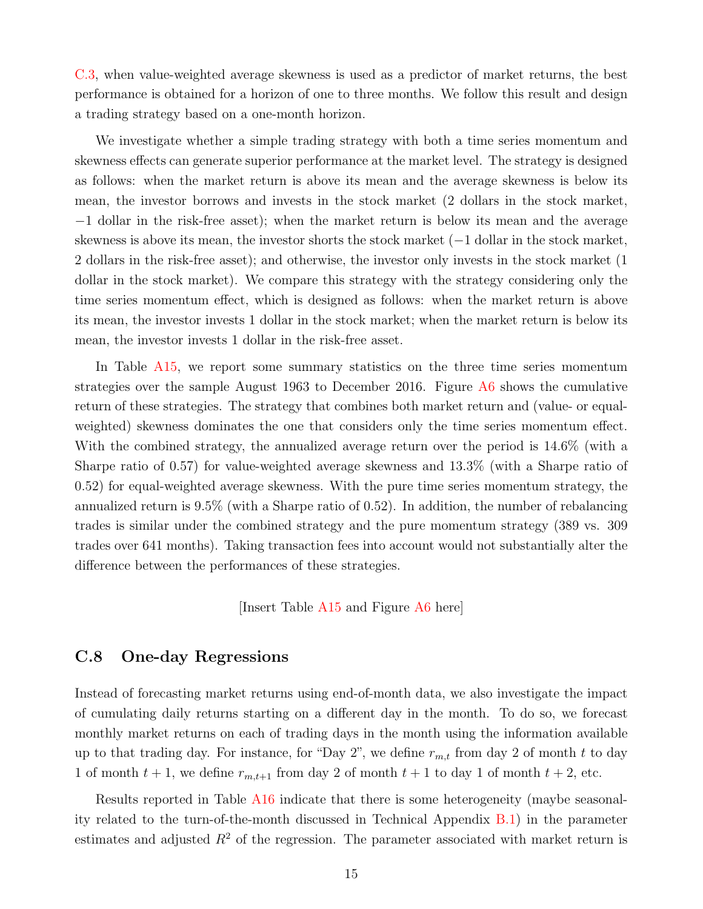C.3, when value-weighted average skewness is used as a predictor of market returns, the best performance is obtained for a horizon of one to three months. We follow this result and design a trading strategy based on a one-month horizon.

We investigate whether a simple trading strategy with both a time series momentum and skewness effects can generate superior performance at the market level. The strategy is designed as follows: when the market return is above its mean and the average skewness is below its mean, the investor borrows and invests in the stock market (2 dollars in the stock market, −1 dollar in the risk-free asset); when the market return is below its mean and the average skewness is above its mean, the investor shorts the stock market (−1 dollar in the stock market, 2 dollars in the risk-free asset); and otherwise, the investor only invests in the stock market (1 dollar in the stock market). We compare this strategy with the strategy considering only the time series momentum effect, which is designed as follows: when the market return is above its mean, the investor invests 1 dollar in the stock market; when the market return is below its mean, the investor invests 1 dollar in the risk-free asset.

In Table A15, we report some summary statistics on the three time series momentum strategies over the sample August 1963 to December 2016. Figure A6 shows the cumulative return of these strategies. The strategy that combines both market return and (value- or equal-weighted) skewness dominates the one that considers only the time series momentum effect. With the combined strategy, the annualized average return over the period is 14.6% (with a Sharpe ratio of 0.57) for value-weighted average skewness and 13.3% (with a Sharpe ratio of 0.52) for equal-weighted average skewness. With the pure time series momentum strategy, the annualized return is 9.5% (with a Sharpe ratio of 0.52). In addition, the number of rebalancing trades is similar under the combined strategy and the pure momentum strategy (389 vs. 309 trades over 641 months). Taking transaction fees into account would not substantially alter the difference between the performances of these strategies.

[Insert Table A15 and Figure A6 here]

## C.8 One-day Regressions

Instead of forecasting market returns using end-of-month data, we also investigate the impact of cumulating daily returns starting on a different day in the month. To do so, we forecast monthly market returns on each of trading days in the month using the information available up to that trading day. For instance, for "Day 2", we define $r_{m,t}$ from day 2 of month $t$ to day 1 of month $t+1$, we define $r_{m,t+1}$ from day 2 of month $t+1$ to day 1 of month $t+2$, etc.

Results reported in Table A16 indicate that there is some heterogeneity (maybe seasonality related to the turn-of-the-month discussed in Technical Appendix B.1) in the parameter estimates and adjusted $R^2$ of the regression. The parameter associated with market return is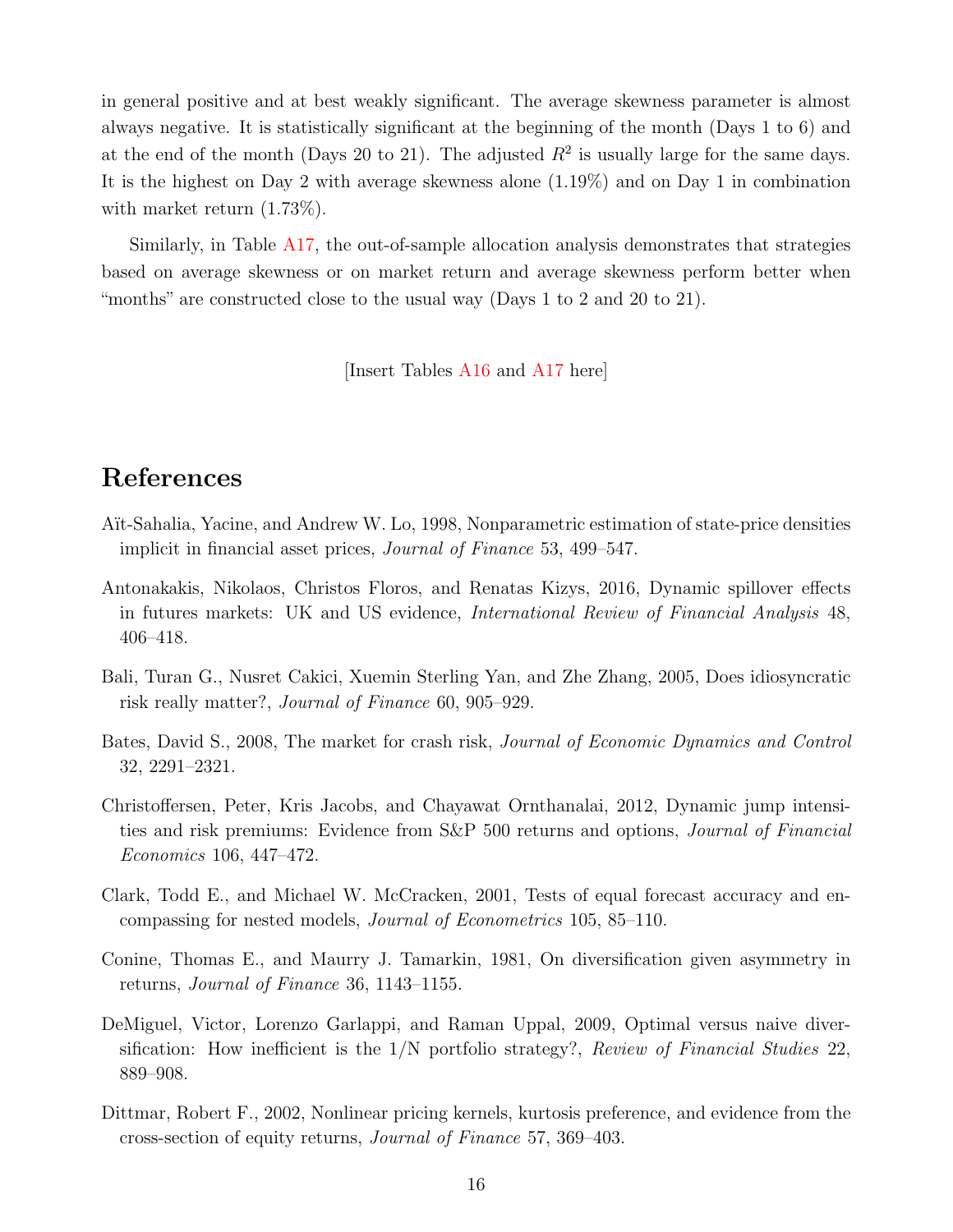in general positive and at best weakly significant. The average skewness parameter is almost always negative. It is statistically significant at the beginning of the month (Days 1 to 6) and at the end of the month (Days 20 to 21). The adjusted $R^2$ is usually large for the same days. It is the highest on Day 2 with average skewness alone (1.19%) and on Day 1 in combination with market return (1.73%).

Similarly, in Table A17, the out-of-sample allocation analysis demonstrates that strategies based on average skewness or on market return and average skewness perform better when "months" are constructed close to the usual way (Days 1 to 2 and 20 to 21).

[Insert Tables A16 and A17 here]

# References

Aït-Sahalia, Yacine, and Andrew W. Lo, 1998, Nonparametric estimation of state-price densities implicit in financial asset prices, *Journal of Finance* 53, 499–547.

Antonakakis, Nikolaos, Christos Floros, and Renatas Kizys, 2016, Dynamic spillover effects in futures markets: UK and US evidence, *International Review of Financial Analysis* 48, 406–418.

Bali, Turan G., Nusret Cakici, Xuemin Sterling Yan, and Zhe Zhang, 2005, Does idiosyncratic risk really matter?, *Journal of Finance* 60, 905–929.

Bates, David S., 2008, The market for crash risk, *Journal of Economic Dynamics and Control* 32, 2291–2321.

Christoffersen, Peter, Kris Jacobs, and Chayawat Ornthanalai, 2012, Dynamic jump intensities and risk premiums: Evidence from S&P 500 returns and options, *Journal of Financial Economics* 106, 447–472.

Clark, Todd E., and Michael W. McCracken, 2001, Tests of equal forecast accuracy and encompassing for nested models, *Journal of Econometrics* 105, 85–110.

Conine, Thomas E., and Maurry J. Tamarkin, 1981, On diversification given asymmetry in returns, *Journal of Finance* 36, 1143–1155.

DeMiguel, Victor, Lorenzo Garlappi, and Raman Uppal, 2009, Optimal versus naive diversification: How inefficient is the 1/N portfolio strategy?, *Review of Financial Studies* 22, 889–908.

Dittmar, Robert F., 2002, Nonlinear pricing kernels, kurtosis preference, and evidence from the cross-section of equity returns, *Journal of Finance* 57, 369–403.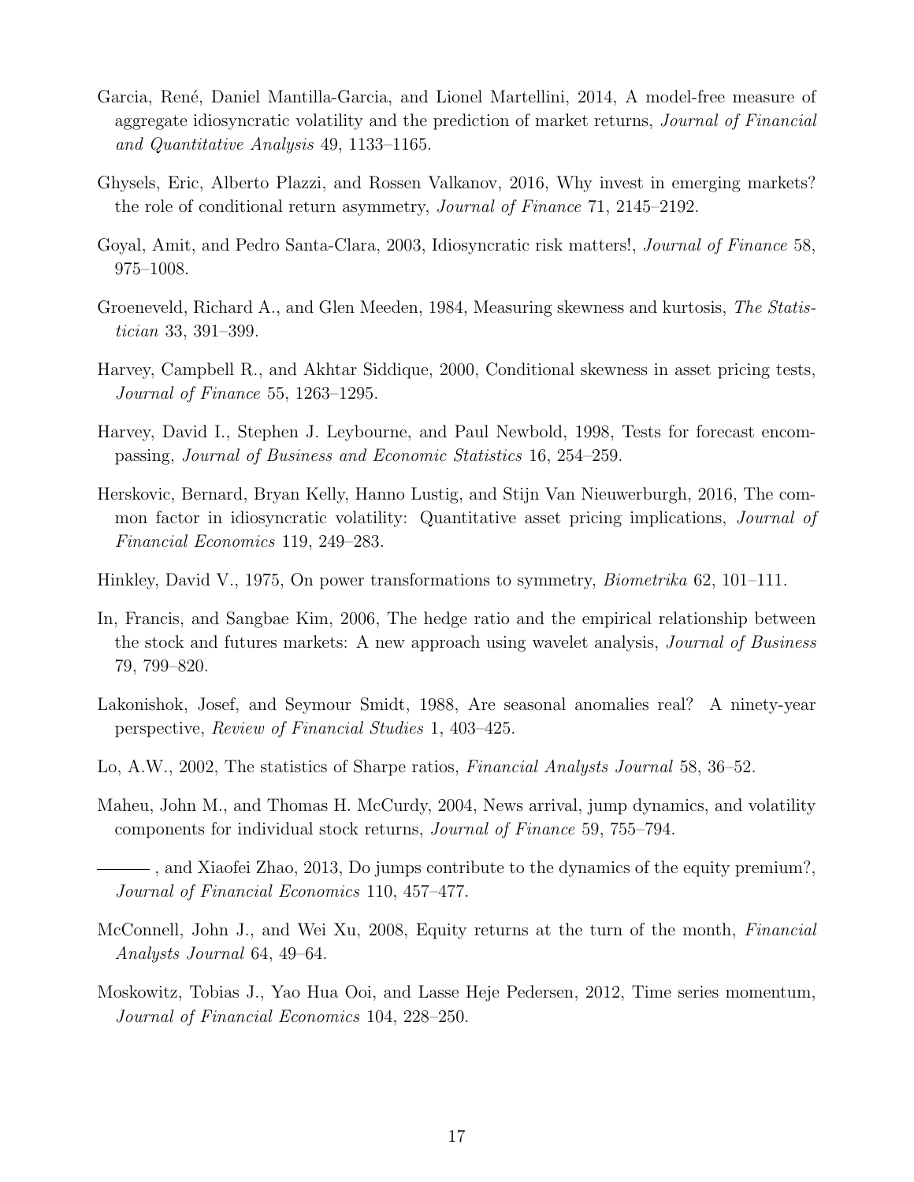Garcia, René, Daniel Mantilla-Garcia, and Lionel Martellini, 2014, A model-free measure of aggregate idiosyncratic volatility and the prediction of market returns, *Journal of Financial and Quantitative Analysis* 49, 1133–1165.

Ghysels, Eric, Alberto Plazzi, and Rossen Valkanov, 2016, Why invest in emerging markets? the role of conditional return asymmetry, *Journal of Finance* 71, 2145–2192.

Goyal, Amit, and Pedro Santa-Clara, 2003, Idiosyncratic risk matters!, *Journal of Finance* 58, 975–1008.

Groeneveld, Richard A., and Glen Meeden, 1984, Measuring skewness and kurtosis, *The Statistician* 33, 391–399.

Harvey, Campbell R., and Akhtar Siddique, 2000, Conditional skewness in asset pricing tests, *Journal of Finance* 55, 1263–1295.

Harvey, David I., Stephen J. Leybourne, and Paul Newbold, 1998, Tests for forecast encompassing, *Journal of Business and Economic Statistics* 16, 254–259.

Herskovic, Bernard, Bryan Kelly, Hanno Lustig, and Stijn Van Nieuwerburgh, 2016, The common factor in idiosyncratic volatility: Quantitative asset pricing implications, *Journal of Financial Economics* 119, 249–283.

Hinkley, David V., 1975, On power transformations to symmetry, *Biometrika* 62, 101–111.

In, Francis, and Sangbae Kim, 2006, The hedge ratio and the empirical relationship between the stock and futures markets: A new approach using wavelet analysis, *Journal of Business* 79, 799–820.

Lakonishok, Josef, and Seymour Smidt, 1988, Are seasonal anomalies real? A ninety-year perspective, *Review of Financial Studies* 1, 403–425.

Lo, A.W., 2002, The statistics of Sharpe ratios, *Financial Analysts Journal* 58, 36–52.

Maheu, John M., and Thomas H. McCurdy, 2004, News arrival, jump dynamics, and volatility components for individual stock returns, *Journal of Finance* 59, 755–794.

———, and Xiaofei Zhao, 2013, Do jumps contribute to the dynamics of the equity premium?, *Journal of Financial Economics* 110, 457–477.

McConnell, John J., and Wei Xu, 2008, Equity returns at the turn of the month, *Financial Analysts Journal* 64, 49–64.

Moskowitz, Tobias J., Yao Hua Ooi, and Lasse Heje Pedersen, 2012, Time series momentum, *Journal of Financial Economics* 104, 228–250.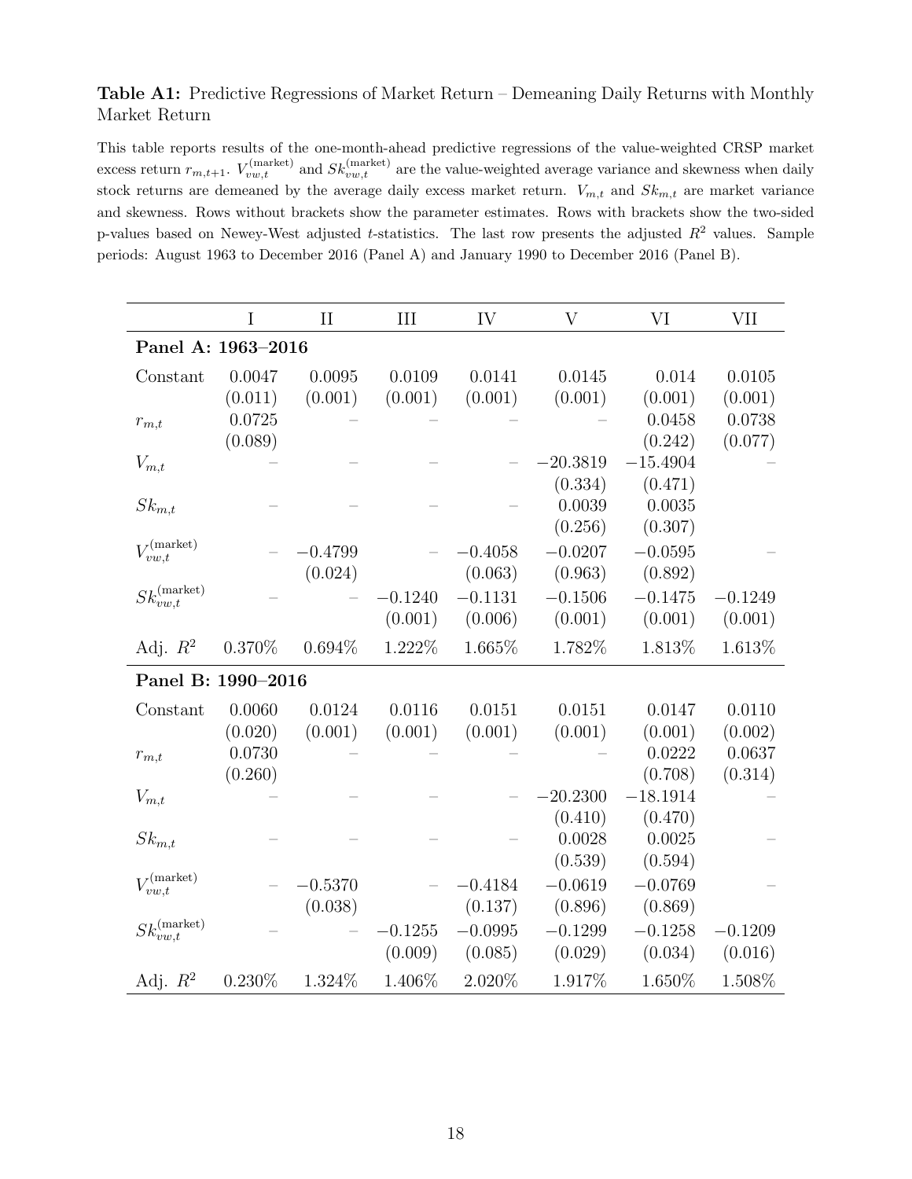**Table A1:** Predictive Regressions of Market Return – Demeaning Daily Returns with Monthly Market Return

This table reports results of the one-month-ahead predictive regressions of the value-weighted CRSP market excess return $r_{m,t+1}$. $V_{vw,t}^{(\text{market})}$ and $Sk_{vw,t}^{(\text{market})}$ are the value-weighted average variance and skewness when daily stock returns are demeaned by the average daily excess market return. $V_{m,t}$ and $Sk_{m,t}$ are market variance and skewness. Rows without brackets show the parameter estimates. Rows with brackets show the two-sided p-values based on Newey-West adjusted $t$-statistics. The last row presents the adjusted $R^2$ values. Sample periods: August 1963 to December 2016 (Panel A) and January 1990 to December 2016 (Panel B).

| | I | II | III | IV | V | VI | VII |
|---|---|---|---|---|---|---|---|
| **Panel A: 1963–2016** | | | | | | | |
| Constant | 0.0047 | 0.0095 | 0.0109 | 0.0141 | 0.0145 | 0.014 | 0.0105 |
| | (0.011) | (0.001) | (0.001) | (0.001) | (0.001) | (0.001) | (0.001) |
| $r_{m,t}$ | 0.0725 | – | – | – | – | 0.0458 | 0.0738 |
| | (0.089) | | | | | (0.242) | (0.077) |
| $V_{m,t}$ | – | – | – | – | −20.3819 | −15.4904 | – |
| | | | | | (0.334) | (0.471) | |
| $Sk_{m,t}$ | – | – | – | – | 0.0039 | 0.0035 | – |
| | | | | | (0.256) | (0.307) | |
| $V_{vw,t}^{(\text{market})}$ | – | −0.4799 | – | −0.4058 | −0.0207 | −0.0595 | – |
| | | (0.024) | | (0.063) | (0.963) | (0.892) | |
| $Sk_{vw,t}^{(\text{market})}$ | – | – | −0.1240 | −0.1131 | −0.1506 | −0.1475 | −0.1249 |
| | | | (0.001) | (0.006) | (0.001) | (0.001) | (0.001) |
| Adj. $R^2$ | 0.370% | 0.694% | 1.222% | 1.665% | 1.782% | 1.813% | 1.613% |
| **Panel B: 1990–2016** | | | | | | | |
| Constant | 0.0060 | 0.0124 | 0.0116 | 0.0151 | 0.0151 | 0.0147 | 0.0110 |
| | (0.020) | (0.001) | (0.001) | (0.001) | (0.001) | (0.001) | (0.002) |
| $r_{m,t}$ | 0.0730 | – | – | – | – | 0.0222 | 0.0637 |
| | (0.260) | | | | | (0.708) | (0.314) |
| $V_{m,t}$ | – | – | – | – | −20.2300 | −18.1914 | – |
| | | | | | (0.410) | (0.470) | |
| $Sk_{m,t}$ | – | – | – | – | 0.0028 | 0.0025 | – |
| | | | | | (0.539) | (0.594) | |
| $V_{vw,t}^{(\text{market})}$ | – | −0.5370 | – | −0.4184 | −0.0619 | −0.0769 | – |
| | | (0.038) | | (0.137) | (0.896) | (0.869) | |
| $Sk_{vw,t}^{(\text{market})}$ | – | – | −0.1255 | −0.0995 | −0.1299 | −0.1258 | −0.1209 |
| | | | (0.009) | (0.085) | (0.029) | (0.034) | (0.016) |
| Adj. $R^2$ | 0.230% | 1.324% | 1.406% | 2.020% | 1.917% | 1.650% | 1.508% |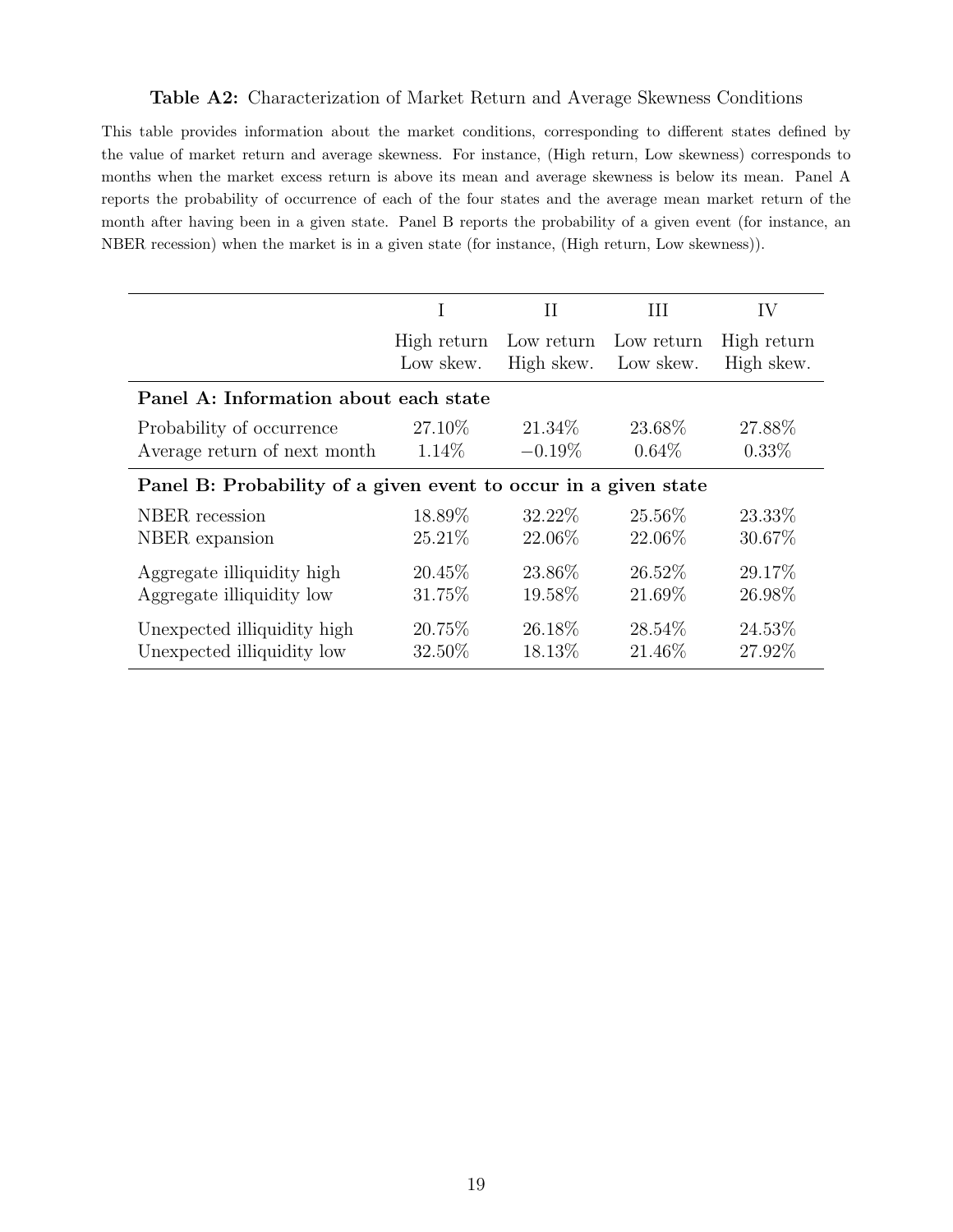**Table A2:** Characterization of Market Return and Average Skewness Conditions

This table provides information about the market conditions, corresponding to different states defined by the value of market return and average skewness. For instance, (High return, Low skewness) corresponds to months when the market excess return is above its mean and average skewness is below its mean. Panel A reports the probability of occurrence of each of the four states and the average mean market return of the month after having been in a given state. Panel B reports the probability of a given event (for instance, an NBER recession) when the market is in a given state (for instance, (High return, Low skewness)).

| | I | II | III | IV |
|---|---|---|---|---|
| | High return Low skew. | Low return High skew. | Low return Low skew. | High return High skew. |
| **Panel A: Information about each state** | | | | |
| Probability of occurrence | 27.10% | 21.34% | 23.68% | 27.88% |
| Average return of next month | 1.14% | −0.19% | 0.64% | 0.33% |
| **Panel B: Probability of a given event to occur in a given state** | | | | |
| NBER recession | 18.89% | 32.22% | 25.56% | 23.33% |
| NBER expansion | 25.21% | 22.06% | 22.06% | 30.67% |
| Aggregate illiquidity high | 20.45% | 23.86% | 26.52% | 29.17% |
| Aggregate illiquidity low | 31.75% | 19.58% | 21.69% | 26.98% |
| Unexpected illiquidity high | 20.75% | 26.18% | 28.54% | 24.53% |
| Unexpected illiquidity low | 32.50% | 18.13% | 21.46% | 27.92% |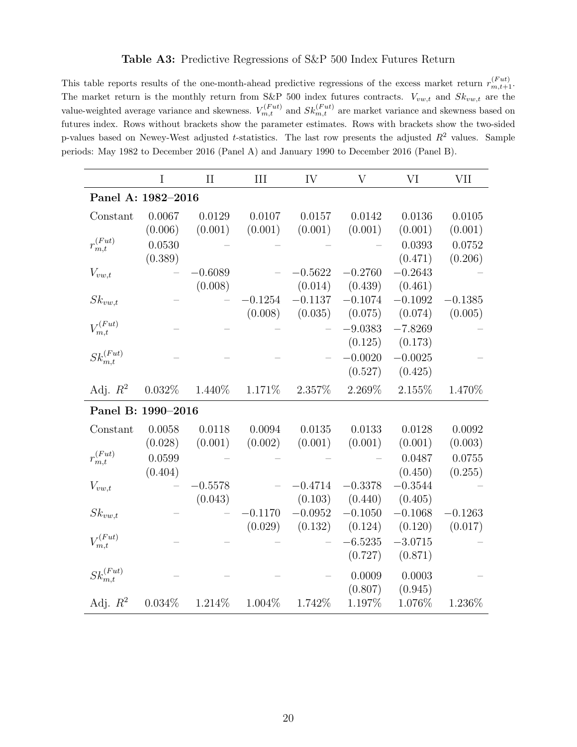**Table A3:** Predictive Regressions of S&P 500 Index Futures Return

This table reports results of the one-month-ahead predictive regressions of the excess market return $r_{m,t+1}^{(Fut)}$. The market return is the monthly return from S&P 500 index futures contracts. $V_{vw,t}$ and $Sk_{vw,t}$ are the value-weighted average variance and skewness. $V_{m,t}^{(Fut)}$ and $Sk_{m,t}^{(Fut)}$ are market variance and skewness based on futures index. Rows without brackets show the parameter estimates. Rows with brackets show the two-sided p-values based on Newey-West adjusted $t$-statistics. The last row presents the adjusted $R^2$ values. Sample periods: May 1982 to December 2016 (Panel A) and January 1990 to December 2016 (Panel B).

| | I | II | III | IV | V | VI | VII |
|---|---|---|---|---|---|---|---|
| **Panel A: 1982–2016** | | | | | | | |
| Constant | 0.0067 | 0.0129 | 0.0107 | 0.0157 | 0.0142 | 0.0136 | 0.0105 |
| | (0.006) | (0.001) | (0.001) | (0.001) | (0.001) | (0.001) | (0.001) |
| $r_{m,t}^{(Fut)}$ | 0.0530 | – | – | – | – | 0.0393 | 0.0752 |
| | (0.389) | | | | | (0.471) | (0.206) |
| $V_{vw,t}$ | – | −0.6089 | – | −0.5622 | −0.2760 | −0.2643 | – |
| | | (0.008) | | (0.014) | (0.439) | (0.461) | |
| $Sk_{vw,t}$ | – | – | −0.1254 | −0.1137 | −0.1074 | −0.1092 | −0.1385 |
| | | | (0.008) | (0.035) | (0.075) | (0.074) | (0.005) |
| $V_{m,t}^{(Fut)}$ | – | – | – | – | −9.0383 | −7.8269 | – |
| | | | | | (0.125) | (0.173) | |
| $Sk_{m,t}^{(Fut)}$ | – | – | – | – | −0.0020 | −0.0025 | – |
| | | | | | (0.527) | (0.425) | |
| Adj. $R^2$ | 0.032% | 1.440% | 1.171% | 2.357% | 2.269% | 2.155% | 1.470% |
| **Panel B: 1990–2016** | | | | | | | |
| Constant | 0.0058 | 0.0118 | 0.0094 | 0.0135 | 0.0133 | 0.0128 | 0.0092 |
| | (0.028) | (0.001) | (0.002) | (0.001) | (0.001) | (0.001) | (0.003) |
| $r_{m,t}^{(Fut)}$ | 0.0599 | – | – | – | – | 0.0487 | 0.0755 |
| | (0.404) | | | | | (0.450) | (0.255) |
| $V_{vw,t}$ | – | −0.5578 | – | −0.4714 | −0.3378 | −0.3544 | – |
| | | (0.043) | | (0.103) | (0.440) | (0.405) | |
| $Sk_{vw,t}$ | – | – | −0.1170 | −0.0952 | −0.1050 | −0.1068 | −0.1263 |
| | | | (0.029) | (0.132) | (0.124) | (0.120) | (0.017) |
| $V_{m,t}^{(Fut)}$ | – | – | – | – | −6.5235 | −3.0715 | – |
| | | | | | (0.727) | (0.871) | |
| $Sk_{m,t}^{(Fut)}$ | – | – | – | – | 0.0009 | 0.0003 | – |
| | | | | | (0.807) | (0.945) | |
| Adj. $R^2$ | 0.034% | 1.214% | 1.004% | 1.742% | 1.197% | 1.076% | 1.236% |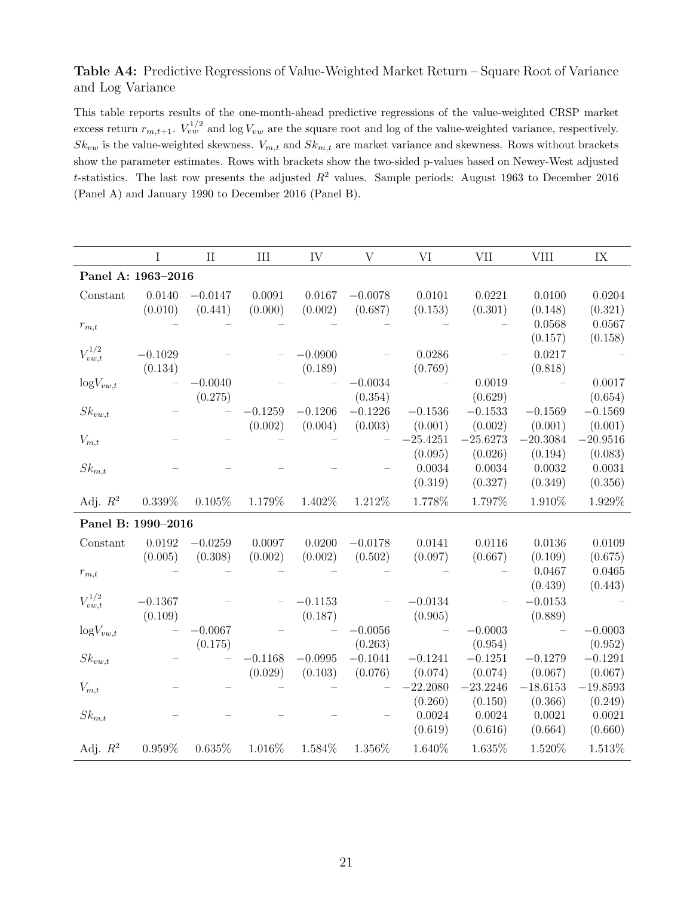**Table A4:** Predictive Regressions of Value-Weighted Market Return – Square Root of Variance and Log Variance

This table reports results of the one-month-ahead predictive regressions of the value-weighted CRSP market excess return $r_{m,t+1}$. $V_{vw}^{1/2}$ and $\log V_{vw}$ are the square root and log of the value-weighted variance, respectively. $Sk_{vw}$ is the value-weighted skewness. $V_{m,t}$ and $Sk_{m,t}$ are market variance and skewness. Rows without brackets show the parameter estimates. Rows with brackets show the two-sided p-values based on Newey-West adjusted $t$-statistics. The last row presents the adjusted $R^2$ values. Sample periods: August 1963 to December 2016 (Panel A) and January 1990 to December 2016 (Panel B).

| | I | II | III | IV | V | VI | VII | VIII | IX |
|---|---|---|---|---|---|---|---|---|---|
| **Panel A: 1963–2016** | | | | | | | | | |
| Constant | 0.0140 | −0.0147 | 0.0091 | 0.0167 | −0.0078 | 0.0101 | 0.0221 | 0.0100 | 0.0204 |
| | (0.010) | (0.441) | (0.000) | (0.002) | (0.687) | (0.153) | (0.301) | (0.148) | (0.321) |
| $r_{m,t}$ | – | – | – | – | – | – | – | 0.0568 | 0.0567 |
| | | | | | | | | (0.157) | (0.158) |
| $V_{vw,t}^{1/2}$ | −0.1029 | – | – | −0.0900 | – | 0.0286 | – | 0.0217 | – |
| | (0.134) | | | (0.189) | | (0.769) | | (0.818) | |
| $\log V_{vw,t}$ | – | −0.0040 | – | – | −0.0034 | – | 0.0019 | – | 0.0017 |
| | | (0.275) | | | (0.354) | | (0.629) | | (0.654) |
| $Sk_{vw,t}$ | – | – | −0.1259 | −0.1206 | −0.1226 | −0.1536 | −0.1533 | −0.1569 | −0.1569 |
| | | | (0.002) | (0.004) | (0.003) | (0.001) | (0.002) | (0.001) | (0.001) |
| $V_{m,t}$ | – | – | – | – | – | −25.4251 | −25.6273 | −20.3084 | −20.9516 |
| | | | | | | (0.095) | (0.026) | (0.194) | (0.083) |
| $Sk_{m,t}$ | – | – | – | – | – | 0.0034 | 0.0034 | 0.0032 | 0.0031 |
| | | | | | | (0.319) | (0.327) | (0.349) | (0.356) |
| Adj. $R^2$ | 0.339% | 0.105% | 1.179% | 1.402% | 1.212% | 1.778% | 1.797% | 1.910% | 1.929% |
| **Panel B: 1990–2016** | | | | | | | | | |
| Constant | 0.0192 | −0.0259 | 0.0097 | 0.0200 | −0.0178 | 0.0141 | 0.0116 | 0.0136 | 0.0109 |
| | (0.005) | (0.308) | (0.002) | (0.002) | (0.502) | (0.097) | (0.667) | (0.109) | (0.675) |
| $r_{m,t}$ | – | – | – | – | – | – | – | 0.0467 | 0.0465 |
| | | | | | | | | (0.439) | (0.443) |
| $V_{vw,t}^{1/2}$ | −0.1367 | – | – | −0.1153 | – | −0.0134 | – | −0.0153 | – |
| | (0.109) | | | (0.187) | | (0.905) | | (0.889) | |
| $\log V_{vw,t}$ | – | −0.0067 | – | – | −0.0056 | – | −0.0003 | – | −0.0003 |
| | | (0.175) | | | (0.263) | | (0.954) | | (0.952) |
| $Sk_{vw,t}$ | – | – | −0.1168 | −0.0995 | −0.1041 | −0.1241 | −0.1251 | −0.1279 | −0.1291 |
| | | | (0.029) | (0.103) | (0.076) | (0.074) | (0.074) | (0.067) | (0.067) |
| $V_{m,t}$ | – | – | – | – | – | −22.2080 | −23.2246 | −18.6153 | −19.8593 |
| | | | | | | (0.260) | (0.150) | (0.366) | (0.249) |
| $Sk_{m,t}$ | – | – | – | – | – | 0.0024 | 0.0024 | 0.0021 | 0.0021 |
| | | | | | | (0.619) | (0.616) | (0.664) | (0.660) |
| Adj. $R^2$ | 0.959% | 0.635% | 1.016% | 1.584% | 1.356% | 1.640% | 1.635% | 1.520% | 1.513% |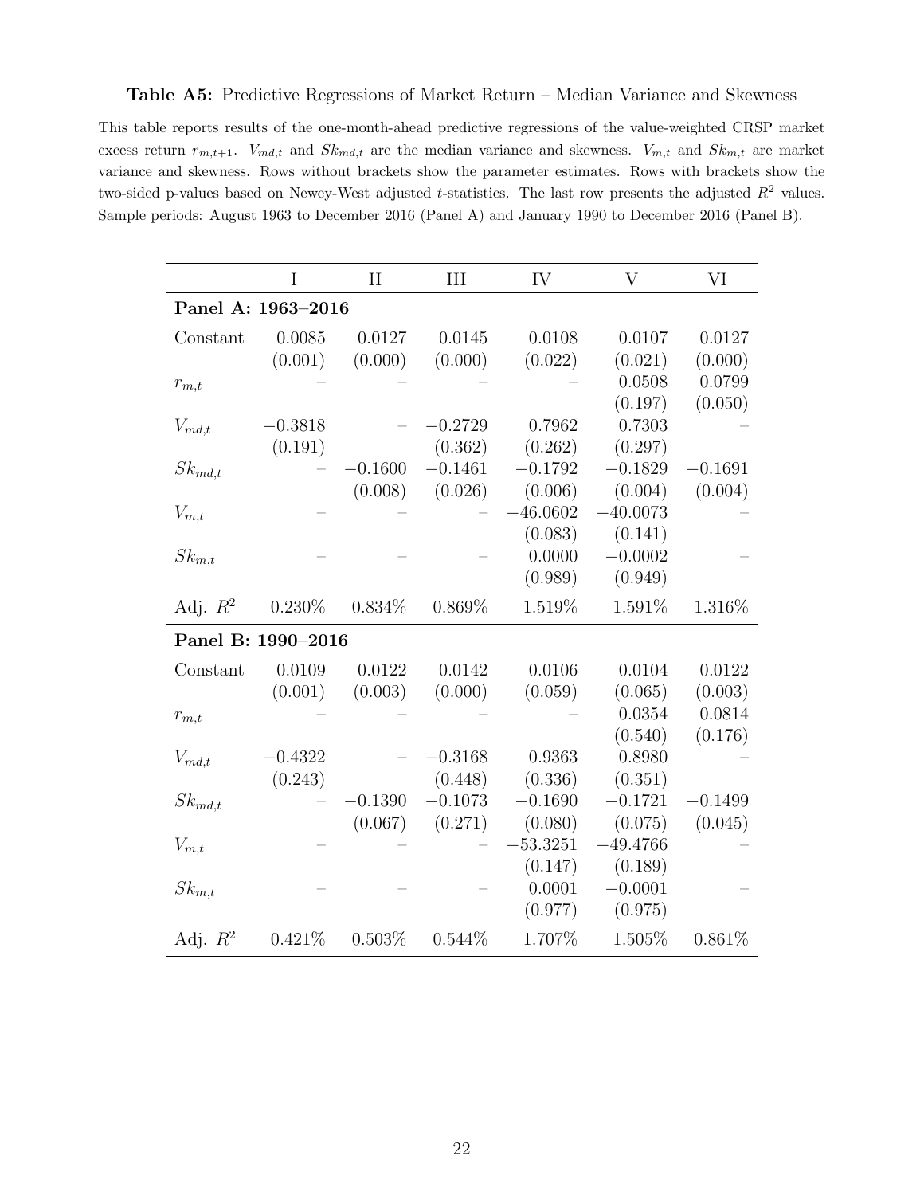**Table A5:** Predictive Regressions of Market Return – Median Variance and Skewness

This table reports results of the one-month-ahead predictive regressions of the value-weighted CRSP market excess return $r_{m,t+1}$. $V_{md,t}$ and $Sk_{md,t}$ are the median variance and skewness. $V_{m,t}$ and $Sk_{m,t}$ are market variance and skewness. Rows without brackets show the parameter estimates. Rows with brackets show the two-sided p-values based on Newey-West adjusted $t$-statistics. The last row presents the adjusted $R^2$ values. Sample periods: August 1963 to December 2016 (Panel A) and January 1990 to December 2016 (Panel B).

| | I | II | III | IV | V | VI |
|---|---|---|---|---|---|---|
| **Panel A: 1963–2016** | | | | | | |
| Constant | 0.0085 | 0.0127 | 0.0145 | 0.0108 | 0.0107 | 0.0127 |
| | (0.001) | (0.000) | (0.000) | (0.022) | (0.021) | (0.000) |
| $r_{m,t}$ | – | – | – | – | 0.0508 | 0.0799 |
| | | | | | (0.197) | (0.050) |
| $V_{md,t}$ | −0.3818 | – | −0.2729 | 0.7962 | 0.7303 | – |
| | (0.191) | | (0.362) | (0.262) | (0.297) | |
| $Sk_{md,t}$ | – | −0.1600 | −0.1461 | −0.1792 | −0.1829 | −0.1691 |
| | | (0.008) | (0.026) | (0.006) | (0.004) | (0.004) |
| $V_{m,t}$ | – | – | – | −46.0602 | −40.0073 | – |
| | | | | (0.083) | (0.141) | |
| $Sk_{m,t}$ | – | – | – | 0.0000 | −0.0002 | – |
| | | | | (0.989) | (0.949) | |
| Adj. $R^2$ | 0.230% | 0.834% | 0.869% | 1.519% | 1.591% | 1.316% |
| **Panel B: 1990–2016** | | | | | | |
| Constant | 0.0109 | 0.0122 | 0.0142 | 0.0106 | 0.0104 | 0.0122 |
| | (0.001) | (0.003) | (0.000) | (0.059) | (0.065) | (0.003) |
| $r_{m,t}$ | – | – | – | – | 0.0354 | 0.0814 |
| | | | | | (0.540) | (0.176) |
| $V_{md,t}$ | −0.4322 | – | −0.3168 | 0.9363 | 0.8980 | – |
| | (0.243) | | (0.448) | (0.336) | (0.351) | |
| $Sk_{md,t}$ | – | −0.1390 | −0.1073 | −0.1690 | −0.1721 | −0.1499 |
| | | (0.067) | (0.271) | (0.080) | (0.075) | (0.045) |
| $V_{m,t}$ | – | – | – | −53.3251 | −49.4766 | – |
| | | | | (0.147) | (0.189) | |
| $Sk_{m,t}$ | – | – | – | 0.0001 | −0.0001 | – |
| | | | | (0.977) | (0.975) | |
| Adj. $R^2$ | 0.421% | 0.503% | 0.544% | 1.707% | 1.505% | 0.861% |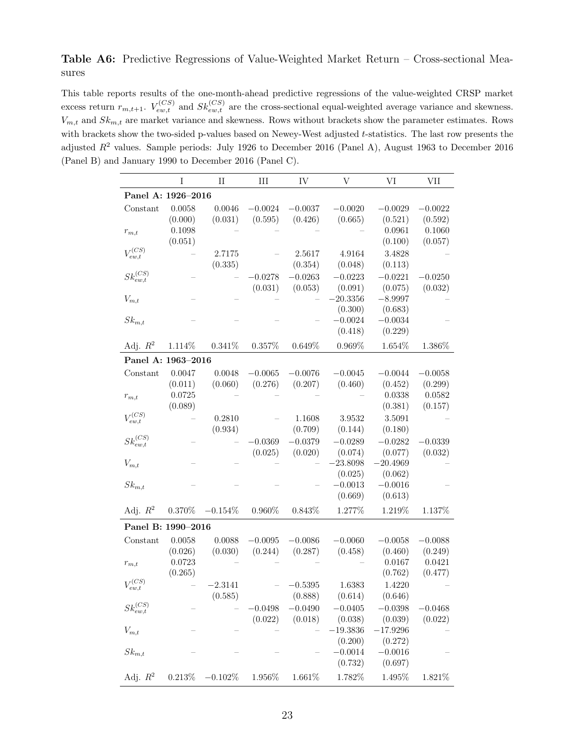**Table A6:** Predictive Regressions of Value-Weighted Market Return – Cross-sectional Measures

This table reports results of the one-month-ahead predictive regressions of the value-weighted CRSP market excess return $r_{m,t+1}$. $V_{ew,t}^{(CS)}$ and $Sk_{ew,t}^{(CS)}$ are the cross-sectional equal-weighted average variance and skewness. $V_{m,t}$ and $Sk_{m,t}$ are market variance and skewness. Rows without brackets show the parameter estimates. Rows with brackets show the two-sided p-values based on Newey-West adjusted $t$-statistics. The last row presents the adjusted $R^2$ values. Sample periods: July 1926 to December 2016 (Panel A), August 1963 to December 2016 (Panel B) and January 1990 to December 2016 (Panel C).

| | I | II | III | IV | V | VI | VII |
|---|---|---|---|---|---|---|---|
| **Panel A: 1926–2016** | | | | | | | |
| Constant | 0.0058 | 0.0046 | −0.0024 | −0.0037 | −0.0020 | −0.0029 | −0.0022 |
| | (0.000) | (0.031) | (0.595) | (0.426) | (0.665) | (0.521) | (0.592) |
| $r_{m,t}$ | 0.1098 | – | – | – | – | 0.0961 | 0.1060 |
| | (0.051) | | | | | (0.100) | (0.057) |
| $V_{ew,t}^{(CS)}$ | – | 2.7175 | – | 2.5617 | 4.9164 | 3.4828 | – |
| | | (0.335) | | (0.354) | (0.048) | (0.113) | |
| $Sk_{ew,t}^{(CS)}$ | – | – | −0.0278 | −0.0263 | −0.0223 | −0.0221 | −0.0250 |
| | | | (0.031) | (0.053) | (0.091) | (0.075) | (0.032) |
| $V_{m,t}$ | – | – | – | – | −20.3356 | −8.9997 | – |
| | | | | | (0.300) | (0.683) | |
| $Sk_{m,t}$ | – | – | – | – | −0.0024 | −0.0034 | – |
| | | | | | (0.418) | (0.229) | |
| Adj. $R^2$ | 1.114% | 0.341% | 0.357% | 0.649% | 0.969% | 1.654% | 1.386% |
| **Panel A: 1963–2016** | | | | | | | |
| Constant | 0.0047 | 0.0048 | −0.0065 | −0.0076 | −0.0045 | −0.0044 | −0.0058 |
| | (0.011) | (0.060) | (0.276) | (0.207) | (0.460) | (0.452) | (0.299) |
| $r_{m,t}$ | 0.0725 | – | – | – | – | 0.0338 | 0.0582 |
| | (0.089) | | | | | (0.381) | (0.157) |
| $V_{ew,t}^{(CS)}$ | – | 0.2810 | – | 1.1608 | 3.9532 | 3.5091 | – |
| | | (0.934) | | (0.709) | (0.144) | (0.180) | |
| $Sk_{ew,t}^{(CS)}$ | – | – | −0.0369 | −0.0379 | −0.0289 | −0.0282 | −0.0339 |
| | | | (0.025) | (0.020) | (0.074) | (0.077) | (0.032) |
| $V_{m,t}$ | – | – | – | – | −23.8098 | −20.4969 | – |
| | | | | | (0.025) | (0.062) | |
| $Sk_{m,t}$ | – | – | – | – | −0.0013 | −0.0016 | – |
| | | | | | (0.669) | (0.613) | |
| Adj. $R^2$ | 0.370% | −0.154% | 0.960% | 0.843% | 1.277% | 1.219% | 1.137% |
| **Panel B: 1990–2016** | | | | | | | |
| Constant | 0.0058 | 0.0088 | −0.0095 | −0.0086 | −0.0060 | −0.0058 | −0.0088 |
| | (0.026) | (0.030) | (0.244) | (0.287) | (0.458) | (0.460) | (0.249) |
| $r_{m,t}$ | 0.0723 | – | – | – | – | 0.0167 | 0.0421 |
| | (0.265) | | | | | (0.762) | (0.477) |
| $V_{ew,t}^{(CS)}$ | – | −2.3141 | – | −0.5395 | 1.6383 | 1.4220 | – |
| | | (0.585) | | (0.888) | (0.614) | (0.646) | |
| $Sk_{ew,t}^{(CS)}$ | – | – | −0.0498 | −0.0490 | −0.0405 | −0.0398 | −0.0468 |
| | | | (0.022) | (0.018) | (0.038) | (0.039) | (0.022) |
| $V_{m,t}$ | – | – | – | – | −19.3836 | −17.9296 | – |
| | | | | | (0.200) | (0.272) | |
| $Sk_{m,t}$ | – | – | – | – | −0.0014 | −0.0016 | – |
| | | | | | (0.732) | (0.697) | |
| Adj. $R^2$ | 0.213% | −0.102% | 1.956% | 1.661% | 1.782% | 1.495% | 1.821% |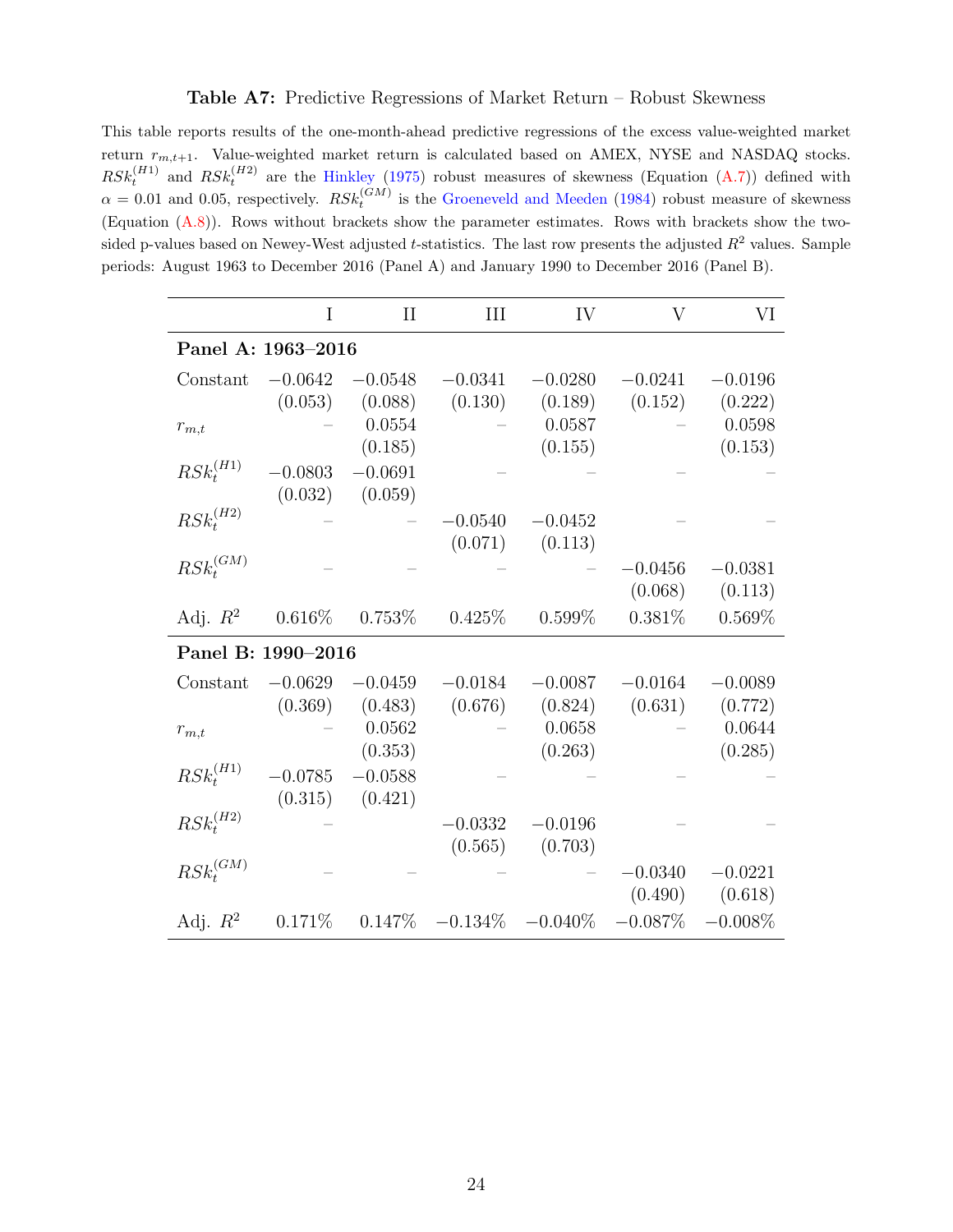**Table A7:** Predictive Regressions of Market Return – Robust Skewness

This table reports results of the one-month-ahead predictive regressions of the excess value-weighted market return $r_{m,t+1}$. Value-weighted market return is calculated based on AMEX, NYSE and NASDAQ stocks. $RSk_t^{(H1)}$ and $RSk_t^{(H2)}$ are the Hinkley (1975) robust measures of skewness (Equation (A.7)) defined with $\alpha = 0.01$ and 0.05, respectively. $RSk_t^{(GM)}$ is the Groeneveld and Meeden (1984) robust measure of skewness (Equation (A.8)). Rows without brackets show the parameter estimates. Rows with brackets show the two-sided p-values based on Newey-West adjusted $t$-statistics. The last row presents the adjusted $R^2$ values. Sample periods: August 1963 to December 2016 (Panel A) and January 1990 to December 2016 (Panel B).

| | I | II | III | IV | V | VI |
|---|---|---|---|---|---|---|
| **Panel A: 1963–2016** | | | | | | |
| Constant | −0.0642 | −0.0548 | −0.0341 | −0.0280 | −0.0241 | −0.0196 |
| | (0.053) | (0.088) | (0.130) | (0.189) | (0.152) | (0.222) |
| $r_{m,t}$ | – | 0.0554 | – | 0.0587 | – | 0.0598 |
| | | (0.185) | | (0.155) | | (0.153) |
| $RSk_t^{(H1)}$ | −0.0803 | −0.0691 | – | – | – | – |
| | (0.032) | (0.059) | | | | |
| $RSk_t^{(H2)}$ | – | – | −0.0540 | −0.0452 | – | – |
| | | | (0.071) | (0.113) | | |
| $RSk_t^{(GM)}$ | – | – | – | – | −0.0456 | −0.0381 |
| | | | | | (0.068) | (0.113) |
| Adj. $R^2$ | 0.616% | 0.753% | 0.425% | 0.599% | 0.381% | 0.569% |
| **Panel B: 1990–2016** | | | | | | |
| Constant | −0.0629 | −0.0459 | −0.0184 | −0.0087 | −0.0164 | −0.0089 |
| | (0.369) | (0.483) | (0.676) | (0.824) | (0.631) | (0.772) |
| $r_{m,t}$ | – | 0.0562 | – | 0.0658 | – | 0.0644 |
| | | (0.353) | | (0.263) | | (0.285) |
| $RSk_t^{(H1)}$ | −0.0785 | −0.0588 | – | – | – | – |
| | (0.315) | (0.421) | | | | |
| $RSk_t^{(H2)}$ | – | | −0.0332 | −0.0196 | – | – |
| | | | (0.565) | (0.703) | | |
| $RSk_t^{(GM)}$ | – | – | – | – | −0.0340 | −0.0221 |
| | | | | | (0.490) | (0.618) |
| Adj. $R^2$ | 0.171% | 0.147% | −0.134% | −0.040% | −0.087% | −0.008% |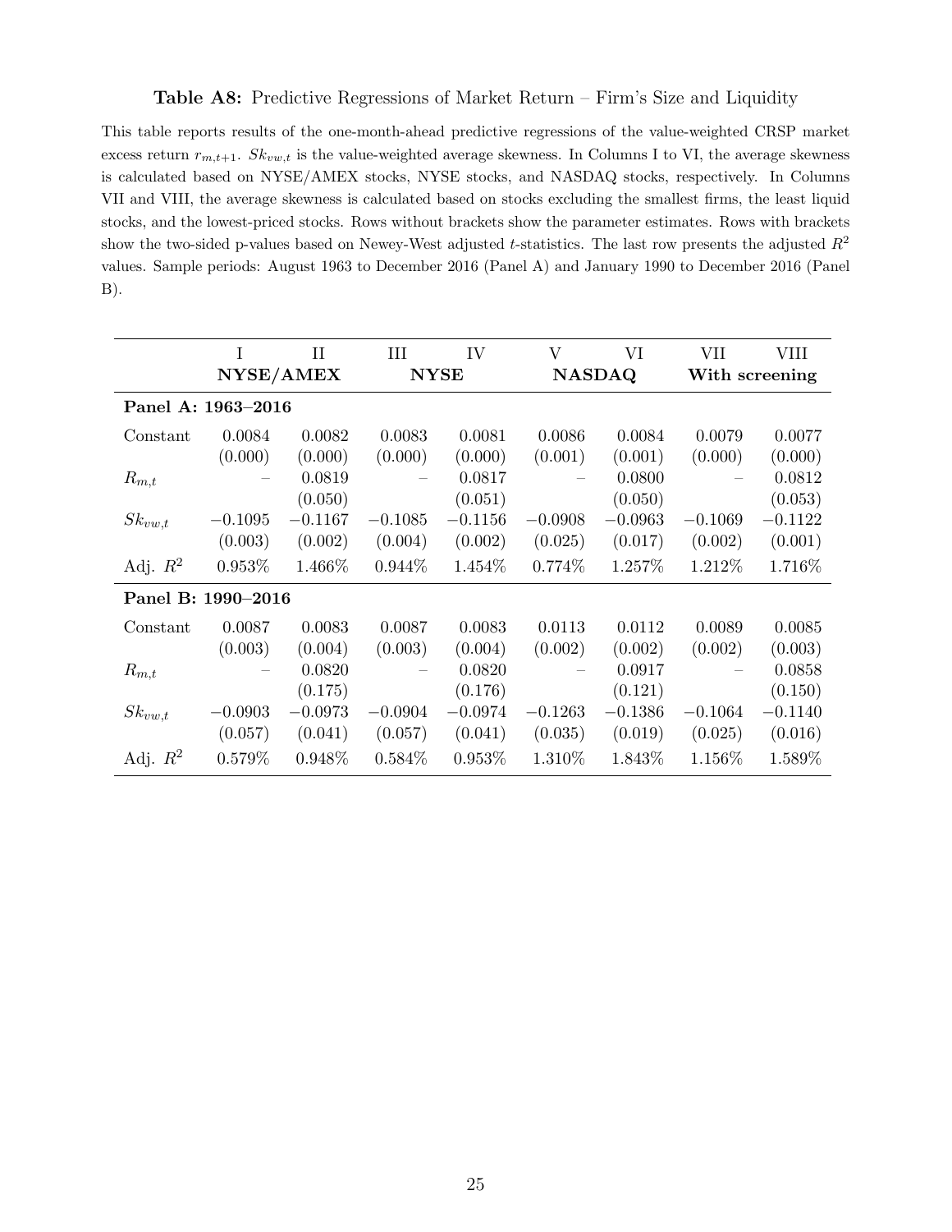**Table A8:** Predictive Regressions of Market Return – Firm's Size and Liquidity

This table reports results of the one-month-ahead predictive regressions of the value-weighted CRSP market excess return $r_{m,t+1}$. $Sk_{vw,t}$ is the value-weighted average skewness. In Columns I to VI, the average skewness is calculated based on NYSE/AMEX stocks, NYSE stocks, and NASDAQ stocks, respectively. In Columns VII and VIII, the average skewness is calculated based on stocks excluding the smallest firms, the least liquid stocks, and the lowest-priced stocks. Rows without brackets show the parameter estimates. Rows with brackets show the two-sided p-values based on Newey-West adjusted $t$-statistics. The last row presents the adjusted $R^2$ values. Sample periods: August 1963 to December 2016 (Panel A) and January 1990 to December 2016 (Panel B).

| | I | II | III | IV | V | VI | VII | VIII |
|---|---|---|---|---|---|---|---|---|
| | **NYSE/AMEX** | | **NYSE** | | **NASDAQ** | | **With screening** | |
| **Panel A: 1963–2016** | | | | | | | | |
| Constant | 0.0084 | 0.0082 | 0.0083 | 0.0081 | 0.0086 | 0.0084 | 0.0079 | 0.0077 |
| | (0.000) | (0.000) | (0.000) | (0.000) | (0.001) | (0.001) | (0.000) | (0.000) |
| $R_{m,t}$ | – | 0.0819 | – | 0.0817 | – | 0.0800 | – | 0.0812 |
| | | (0.050) | | (0.051) | | (0.050) | | (0.053) |
| $Sk_{vw,t}$ | −0.1095 | −0.1167 | −0.1085 | −0.1156 | −0.0908 | −0.0963 | −0.1069 | −0.1122 |
| | (0.003) | (0.002) | (0.004) | (0.002) | (0.025) | (0.017) | (0.002) | (0.001) |
| Adj. $R^2$ | 0.953% | 1.466% | 0.944% | 1.454% | 0.774% | 1.257% | 1.212% | 1.716% |
| **Panel B: 1990–2016** | | | | | | | | |
| Constant | 0.0087 | 0.0083 | 0.0087 | 0.0083 | 0.0113 | 0.0112 | 0.0089 | 0.0085 |
| | (0.003) | (0.004) | (0.003) | (0.004) | (0.002) | (0.002) | (0.002) | (0.003) |
| $R_{m,t}$ | – | 0.0820 | – | 0.0820 | – | 0.0917 | – | 0.0858 |
| | | (0.175) | | (0.176) | | (0.121) | | (0.150) |
| $Sk_{vw,t}$ | −0.0903 | −0.0973 | −0.0904 | −0.0974 | −0.1263 | −0.1386 | −0.1064 | −0.1140 |
| | (0.057) | (0.041) | (0.057) | (0.041) | (0.035) | (0.019) | (0.025) | (0.016) |
| Adj. $R^2$ | 0.579% | 0.948% | 0.584% | 0.953% | 1.310% | 1.843% | 1.156% | 1.589% |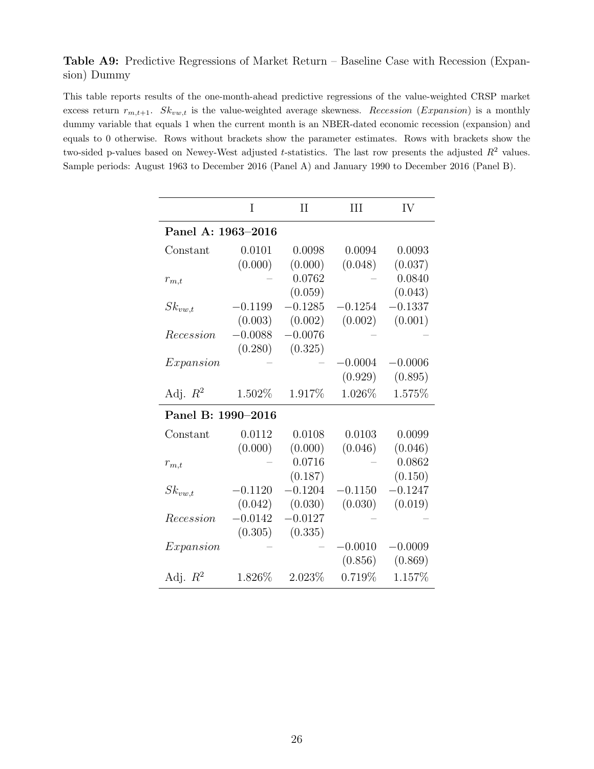**Table A9:** Predictive Regressions of Market Return – Baseline Case with Recession (Expansion) Dummy

This table reports results of the one-month-ahead predictive regressions of the value-weighted CRSP market excess return $r_{m,t+1}$. $Sk_{vw,t}$ is the value-weighted average skewness. *Recession* (*Expansion*) is a monthly dummy variable that equals 1 when the current month is an NBER-dated economic recession (expansion) and equals to 0 otherwise. Rows without brackets show the parameter estimates. Rows with brackets show the two-sided p-values based on Newey-West adjusted $t$-statistics. The last row presents the adjusted $R^2$ values. Sample periods: August 1963 to December 2016 (Panel A) and January 1990 to December 2016 (Panel B).

| | I | II | III | IV |
|---|---|---|---|---|
| **Panel A: 1963–2016** | | | | |
| Constant | 0.0101 | 0.0098 | 0.0094 | 0.0093 |
| | (0.000) | (0.000) | (0.048) | (0.037) |
| $r_{m,t}$ | – | 0.0762 | – | 0.0840 |
| | | (0.059) | | (0.043) |
| $Sk_{vw,t}$ | $-0.1199$ | $-0.1285$ | $-0.1254$ | $-0.1337$ |
| | (0.003) | (0.002) | (0.002) | (0.001) |
| *Recession* | $-0.0088$ | $-0.0076$ | – | – |
| | (0.280) | (0.325) | | |
| *Expansion* | – | – | $-0.0004$ | $-0.0006$ |
| | | | (0.929) | (0.895) |
| Adj. $R^2$ | 1.502% | 1.917% | 1.026% | 1.575% |
| **Panel B: 1990–2016** | | | | |
| Constant | 0.0112 | 0.0108 | 0.0103 | 0.0099 |
| | (0.000) | (0.000) | (0.046) | (0.046) |
| $r_{m,t}$ | – | 0.0716 | – | 0.0862 |
| | | (0.187) | | (0.150) |
| $Sk_{vw,t}$ | $-0.1120$ | $-0.1204$ | $-0.1150$ | $-0.1247$ |
| | (0.042) | (0.030) | (0.030) | (0.019) |
| *Recession* | $-0.0142$ | $-0.0127$ | – | – |
| | (0.305) | (0.335) | | |
| *Expansion* | – | – | $-0.0010$ | $-0.0009$ |
| | | | (0.856) | (0.869) |
| Adj. $R^2$ | 1.826% | 2.023% | 0.719% | 1.157% |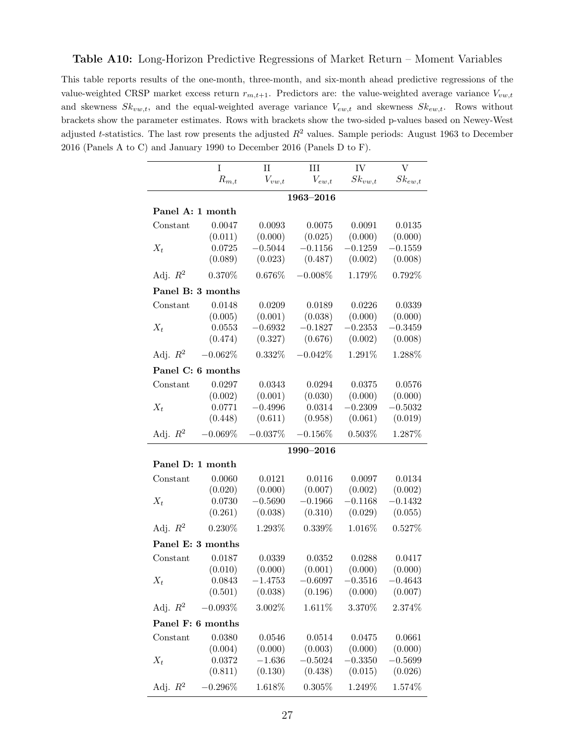**Table A10:** Long-Horizon Predictive Regressions of Market Return – Moment Variables

This table reports results of the one-month, three-month, and six-month ahead predictive regressions of the value-weighted CRSP market excess return $r_{m,t+1}$. Predictors are: the value-weighted average variance $V_{vw,t}$ and skewness $Sk_{vw,t}$, and the equal-weighted average variance $V_{ew,t}$ and skewness $Sk_{ew,t}$. Rows without brackets show the parameter estimates. Rows with brackets show the two-sided p-values based on Newey-West adjusted $t$-statistics. The last row presents the adjusted $R^2$ values. Sample periods: August 1963 to December 2016 (Panels A to C) and January 1990 to December 2016 (Panels D to F).

| | I | II | III | IV | V |
|---|---|---|---|---|---|
| | $R_{m,t}$ | $V_{vw,t}$ | $V_{ew,t}$ | $Sk_{vw,t}$ | $Sk_{ew,t}$ |
| | | | **1963–2016** | | |
| **Panel A: 1 month** | | | | | |
| Constant | 0.0047 | 0.0093 | 0.0075 | 0.0091 | 0.0135 |
| | (0.011) | (0.000) | (0.025) | (0.000) | (0.000) |
| $X_t$ | 0.0725 | −0.5044 | −0.1156 | −0.1259 | −0.1559 |
| | (0.089) | (0.023) | (0.487) | (0.002) | (0.008) |
| Adj. $R^2$ | 0.370% | 0.676% | −0.008% | 1.179% | 0.792% |
| **Panel B: 3 months** | | | | | |
| Constant | 0.0148 | 0.0209 | 0.0189 | 0.0226 | 0.0339 |
| | (0.005) | (0.001) | (0.038) | (0.000) | (0.000) |
| $X_t$ | 0.0553 | −0.6932 | −0.1827 | −0.2353 | −0.3459 |
| | (0.474) | (0.327) | (0.676) | (0.002) | (0.008) |
| Adj. $R^2$ | −0.062% | 0.332% | −0.042% | 1.291% | 1.288% |
| **Panel C: 6 months** | | | | | |
| Constant | 0.0297 | 0.0343 | 0.0294 | 0.0375 | 0.0576 |
| | (0.002) | (0.001) | (0.030) | (0.000) | (0.000) |
| $X_t$ | 0.0771 | −0.4996 | 0.0314 | −0.2309 | −0.5032 |
| | (0.448) | (0.611) | (0.958) | (0.061) | (0.019) |
| Adj. $R^2$ | −0.069% | −0.037% | −0.156% | 0.503% | 1.287% |
| | | | **1990–2016** | | |
| **Panel D: 1 month** | | | | | |
| Constant | 0.0060 | 0.0121 | 0.0116 | 0.0097 | 0.0134 |
| | (0.020) | (0.000) | (0.007) | (0.002) | (0.002) |
| $X_t$ | 0.0730 | −0.5690 | −0.1966 | −0.1168 | −0.1432 |
| | (0.261) | (0.038) | (0.310) | (0.029) | (0.055) |
| Adj. $R^2$ | 0.230% | 1.293% | 0.339% | 1.016% | 0.527% |
| **Panel E: 3 months** | | | | | |
| Constant | 0.0187 | 0.0339 | 0.0352 | 0.0288 | 0.0417 |
| | (0.010) | (0.000) | (0.001) | (0.000) | (0.000) |
| $X_t$ | 0.0843 | −1.4753 | −0.6097 | −0.3516 | −0.4643 |
| | (0.501) | (0.038) | (0.196) | (0.000) | (0.007) |
| Adj. $R^2$ | −0.093% | 3.002% | 1.611% | 3.370% | 2.374% |
| **Panel F: 6 months** | | | | | |
| Constant | 0.0380 | 0.0546 | 0.0514 | 0.0475 | 0.0661 |
| | (0.004) | (0.000) | (0.003) | (0.000) | (0.000) |
| $X_t$ | 0.0372 | −1.636 | −0.5024 | −0.3350 | −0.5699 |
| | (0.811) | (0.130) | (0.438) | (0.015) | (0.026) |
| Adj. $R^2$ | −0.296% | 1.618% | 0.305% | 1.249% | 1.574% |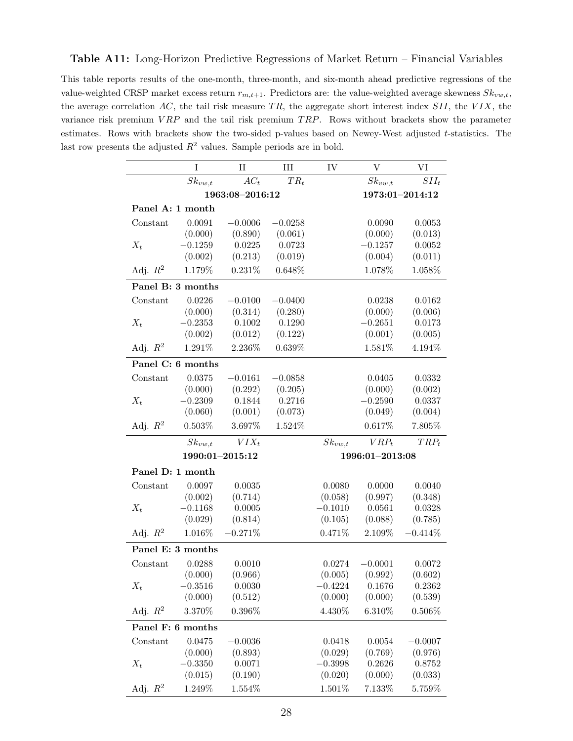**Table A11:** Long-Horizon Predictive Regressions of Market Return – Financial Variables

This table reports results of the one-month, three-month, and six-month ahead predictive regressions of the value-weighted CRSP market excess return $r_{m,t+1}$. Predictors are: the value-weighted average skewness $Sk_{vw,t}$, the average correlation $AC$, the tail risk measure $TR$, the aggregate short interest index $SII$, the $VIX$, the variance risk premium $VRP$ and the tail risk premium $TRP$. Rows without brackets show the parameter estimates. Rows with brackets show the two-sided p-values based on Newey-West adjusted $t$-statistics. The last row presents the adjusted $R^2$ values. Sample periods are in bold.

| | I | II | III | IV | V | VI |
|---|---|---|---|---|---|---|
| | $Sk_{vw,t}$ | $AC_t$ | $TR_t$ | | $Sk_{vw,t}$ | $SII_t$ |
| | **1963:08–2016:12** | | | | **1973:01–2014:12** | |
| **Panel A: 1 month** | | | | | | |
| Constant | 0.0091 | −0.0006 | −0.0258 | | 0.0090 | 0.0053 |
| | (0.000) | (0.890) | (0.061) | | (0.000) | (0.013) |
| $X_t$ | −0.1259 | 0.0225 | 0.0723 | | −0.1257 | 0.0052 |
| | (0.002) | (0.213) | (0.019) | | (0.004) | (0.011) |
| Adj. $R^2$ | 1.179% | 0.231% | 0.648% | | 1.078% | 1.058% |
| **Panel B: 3 months** | | | | | | |
| Constant | 0.0226 | −0.0100 | −0.0400 | | 0.0238 | 0.0162 |
| | (0.000) | (0.314) | (0.280) | | (0.000) | (0.006) |
| $X_t$ | −0.2353 | 0.1002 | 0.1290 | | −0.2651 | 0.0173 |
| | (0.002) | (0.012) | (0.122) | | (0.001) | (0.005) |
| Adj. $R^2$ | 1.291% | 2.236% | 0.639% | | 1.581% | 4.194% |
| **Panel C: 6 months** | | | | | | |
| Constant | 0.0375 | −0.0161 | −0.0858 | | 0.0405 | 0.0332 |
| | (0.000) | (0.292) | (0.205) | | (0.000) | (0.002) |
| $X_t$ | −0.2309 | 0.1844 | 0.2716 | | −0.2590 | 0.0337 |
| | (0.060) | (0.001) | (0.073) | | (0.049) | (0.004) |
| Adj. $R^2$ | 0.503% | 3.697% | 1.524% | | 0.617% | 7.805% |
| | $Sk_{vw,t}$ | $VIX_t$ | | $Sk_{vw,t}$ | $VRP_t$ | $TRP_t$ |
| | **1990:01–2015:12** | | | **1996:01–2013:08** | | |
| **Panel D: 1 month** | | | | | | |
| Constant | 0.0097 | 0.0035 | | 0.0080 | 0.0000 | 0.0040 |
| | (0.002) | (0.714) | | (0.058) | (0.997) | (0.348) |
| $X_t$ | −0.1168 | 0.0005 | | −0.1010 | 0.0561 | 0.0328 |
| | (0.029) | (0.814) | | (0.105) | (0.088) | (0.785) |
| Adj. $R^2$ | 1.016% | −0.271% | | 0.471% | 2.109% | −0.414% |
| **Panel E: 3 months** | | | | | | |
| Constant | 0.0288 | 0.0010 | | 0.0274 | −0.0001 | 0.0072 |
| | (0.000) | (0.966) | | (0.005) | (0.992) | (0.602) |
| $X_t$ | −0.3516 | 0.0030 | | −0.4224 | 0.1676 | 0.2362 |
| | (0.000) | (0.512) | | (0.000) | (0.000) | (0.539) |
| Adj. $R^2$ | 3.370% | 0.396% | | 4.430% | 6.310% | 0.506% |
| **Panel F: 6 months** | | | | | | |
| Constant | 0.0475 | −0.0036 | | 0.0418 | 0.0054 | −0.0007 |
| | (0.000) | (0.893) | | (0.029) | (0.769) | (0.976) |
| $X_t$ | −0.3350 | 0.0071 | | −0.3998 | 0.2626 | 0.8752 |
| | (0.015) | (0.190) | | (0.020) | (0.000) | (0.033) |
| Adj. $R^2$ | 1.249% | 1.554% | | 1.501% | 7.133% | 5.759% |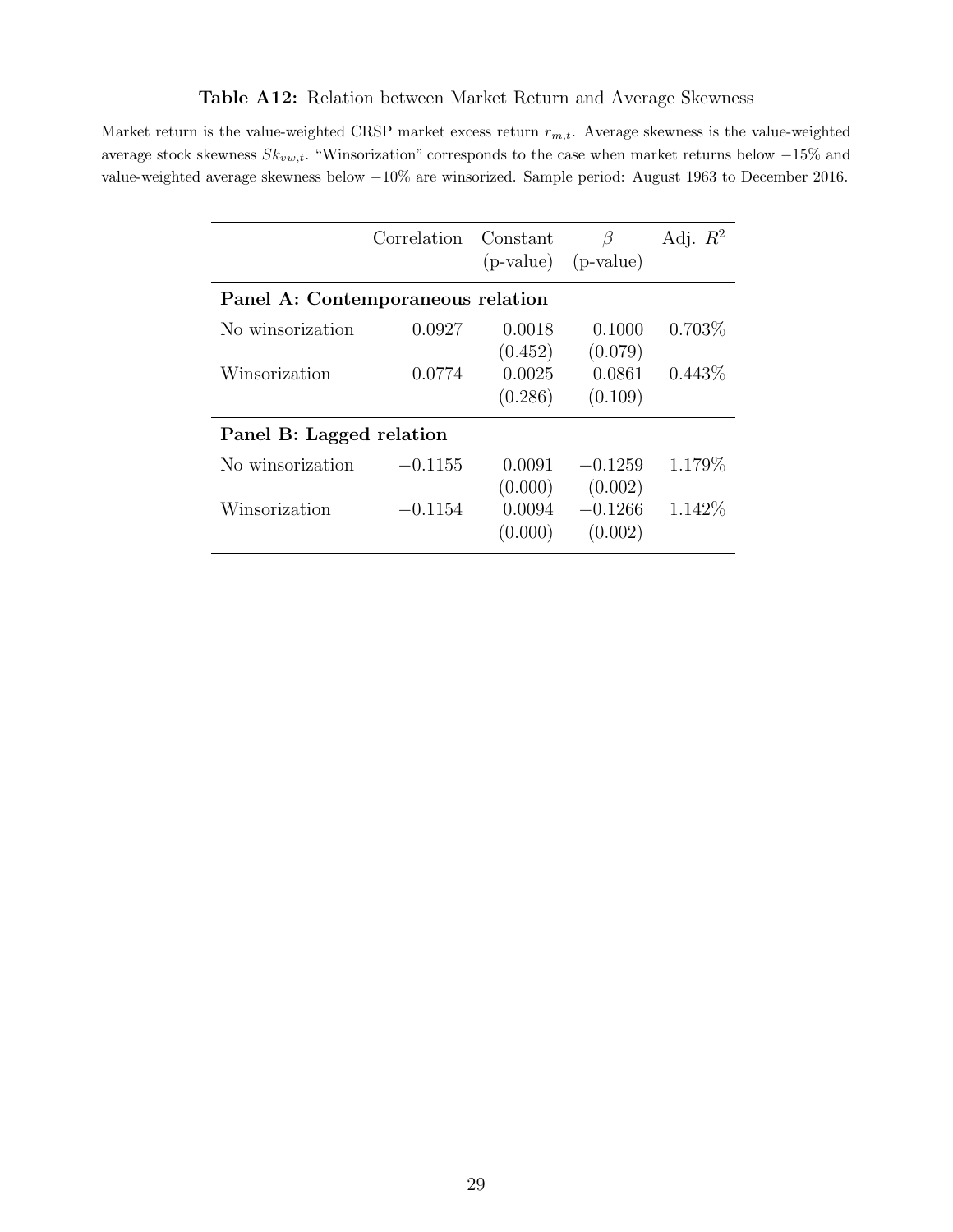**Table A12:** Relation between Market Return and Average Skewness

Market return is the value-weighted CRSP market excess return $r_{m,t}$. Average skewness is the value-weighted average stock skewness $Sk_{vw,t}$. "Winsorization" corresponds to the case when market returns below −15% and value-weighted average skewness below −10% are winsorized. Sample period: August 1963 to December 2016.

| | Correlation | Constant (p-value) | $\beta$ (p-value) | Adj. $R^2$ |
|---|---|---|---|---|
| **Panel A: Contemporaneous relation** | | | | |
| No winsorization | 0.0927 | 0.0018 | 0.1000 | 0.703% |
| | | (0.452) | (0.079) | |
| Winsorization | 0.0774 | 0.0025 | 0.0861 | 0.443% |
| | | (0.286) | (0.109) | |
| **Panel B: Lagged relation** | | | | |
| No winsorization | −0.1155 | 0.0091 | −0.1259 | 1.179% |
| | | (0.000) | (0.002) | |
| Winsorization | −0.1154 | 0.0094 | −0.1266 | 1.142% |
| | | (0.000) | (0.002) | |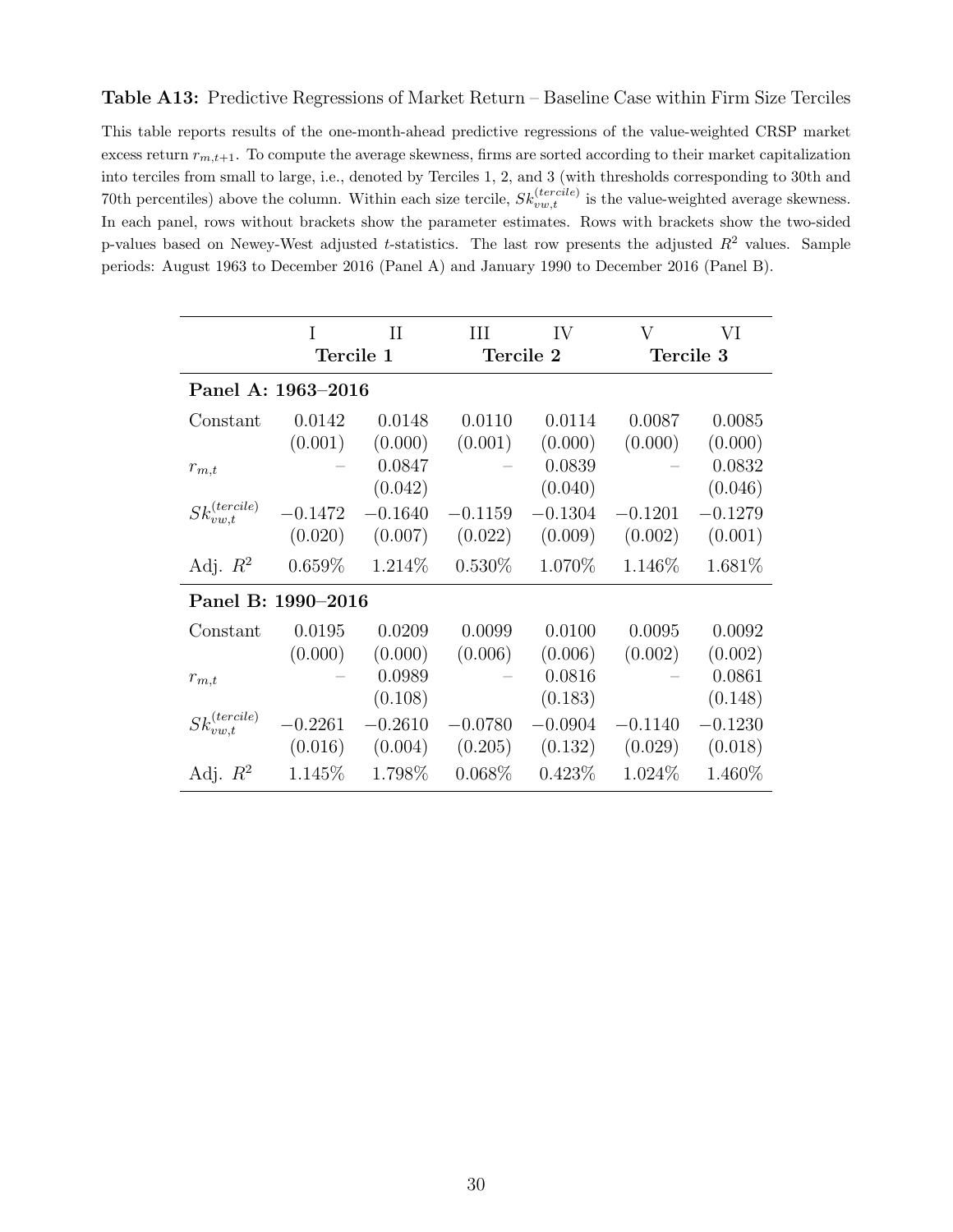**Table A13:** Predictive Regressions of Market Return – Baseline Case within Firm Size Terciles

This table reports results of the one-month-ahead predictive regressions of the value-weighted CRSP market excess return $r_{m,t+1}$. To compute the average skewness, firms are sorted according to their market capitalization into terciles from small to large, i.e., denoted by Terciles 1, 2, and 3 (with thresholds corresponding to 30th and 70th percentiles) above the column. Within each size tercile, $Sk_{vw,t}^{(tercile)}$ is the value-weighted average skewness. In each panel, rows without brackets show the parameter estimates. Rows with brackets show the two-sided p-values based on Newey-West adjusted $t$-statistics. The last row presents the adjusted $R^2$ values. Sample periods: August 1963 to December 2016 (Panel A) and January 1990 to December 2016 (Panel B).

| | I | II | III | IV | V | VI |
|---|---|---|---|---|---|---|
| | **Tercile 1** | | **Tercile 2** | | **Tercile 3** | |
| **Panel A: 1963–2016** | | | | | | |
| Constant | 0.0142 | 0.0148 | 0.0110 | 0.0114 | 0.0087 | 0.0085 |
| | (0.001) | (0.000) | (0.001) | (0.000) | (0.000) | (0.000) |
| $r_{m,t}$ | – | 0.0847 | – | 0.0839 | – | 0.0832 |
| | | (0.042) | | (0.040) | | (0.046) |
| $Sk_{vw,t}^{(tercile)}$ | $-0.1472$ | $-0.1640$ | $-0.1159$ | $-0.1304$ | $-0.1201$ | $-0.1279$ |
| | (0.020) | (0.007) | (0.022) | (0.009) | (0.002) | (0.001) |
| Adj. $R^2$ | 0.659% | 1.214% | 0.530% | 1.070% | 1.146% | 1.681% |
| **Panel B: 1990–2016** | | | | | | |
| Constant | 0.0195 | 0.0209 | 0.0099 | 0.0100 | 0.0095 | 0.0092 |
| | (0.000) | (0.000) | (0.006) | (0.006) | (0.002) | (0.002) |
| $r_{m,t}$ | – | 0.0989 | – | 0.0816 | – | 0.0861 |
| | | (0.108) | | (0.183) | | (0.148) |
| $Sk_{vw,t}^{(tercile)}$ | $-0.2261$ | $-0.2610$ | $-0.0780$ | $-0.0904$ | $-0.1140$ | $-0.1230$ |
| | (0.016) | (0.004) | (0.205) | (0.132) | (0.029) | (0.018) |
| Adj. $R^2$ | 1.145% | 1.798% | 0.068% | 0.423% | 1.024% | 1.460% |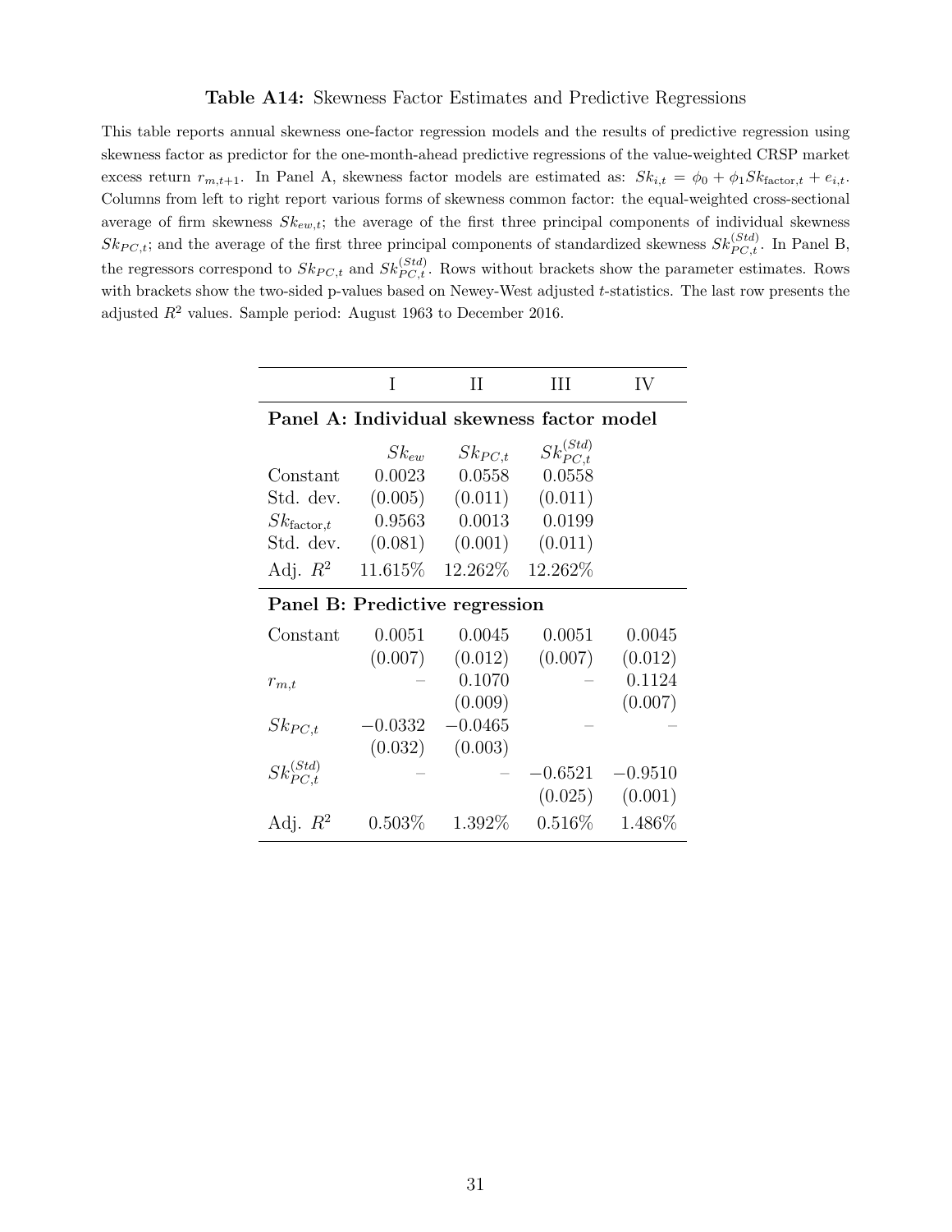**Table A14:** Skewness Factor Estimates and Predictive Regressions

This table reports annual skewness one-factor regression models and the results of predictive regression using skewness factor as predictor for the one-month-ahead predictive regressions of the value-weighted CRSP market excess return $r_{m,t+1}$. In Panel A, skewness factor models are estimated as: $Sk_{i,t} = \phi_0 + \phi_1 Sk_{\text{factor},t} + e_{i,t}$. Columns from left to right report various forms of skewness common factor: the equal-weighted cross-sectional average of firm skewness $Sk_{ew,t}$; the average of the first three principal components of individual skewness $Sk_{PC,t}$; and the average of the first three principal components of standardized skewness $Sk^{(Std)}_{PC,t}$. In Panel B, the regressors correspond to $Sk_{PC,t}$ and $Sk^{(Std)}_{PC,t}$. Rows without brackets show the parameter estimates. Rows with brackets show the two-sided p-values based on Newey-West adjusted $t$-statistics. The last row presents the adjusted $R^2$ values. Sample period: August 1963 to December 2016.

| | I | II | III | IV |
|---|---|---|---|---|
| **Panel A: Individual skewness factor model** | | | | |
| | $Sk_{ew}$ | $Sk_{PC,t}$ | $Sk^{(Std)}_{PC,t}$ | |
| Constant | 0.0023 | 0.0558 | 0.0558 | |
| Std. dev. | (0.005) | (0.011) | (0.011) | |
| $Sk_{\text{factor},t}$ | 0.9563 | 0.0013 | 0.0199 | |
| Std. dev. | (0.081) | (0.001) | (0.011) | |
| Adj. $R^2$ | 11.615% | 12.262% | 12.262% | |
| **Panel B: Predictive regression** | | | | |
| Constant | 0.0051 | 0.0045 | 0.0051 | 0.0045 |
| | (0.007) | (0.012) | (0.007) | (0.012) |
| $r_{m,t}$ | – | 0.1070 | – | 0.1124 |
| | | (0.009) | | (0.007) |
| $Sk_{PC,t}$ | −0.0332 | −0.0465 | – | – |
| | (0.032) | (0.003) | | |
| $Sk^{(Std)}_{PC,t}$ | – | – | −0.6521 | −0.9510 |
| | | | (0.025) | (0.001) |
| Adj. $R^2$ | 0.503% | 1.392% | 0.516% | 1.486% |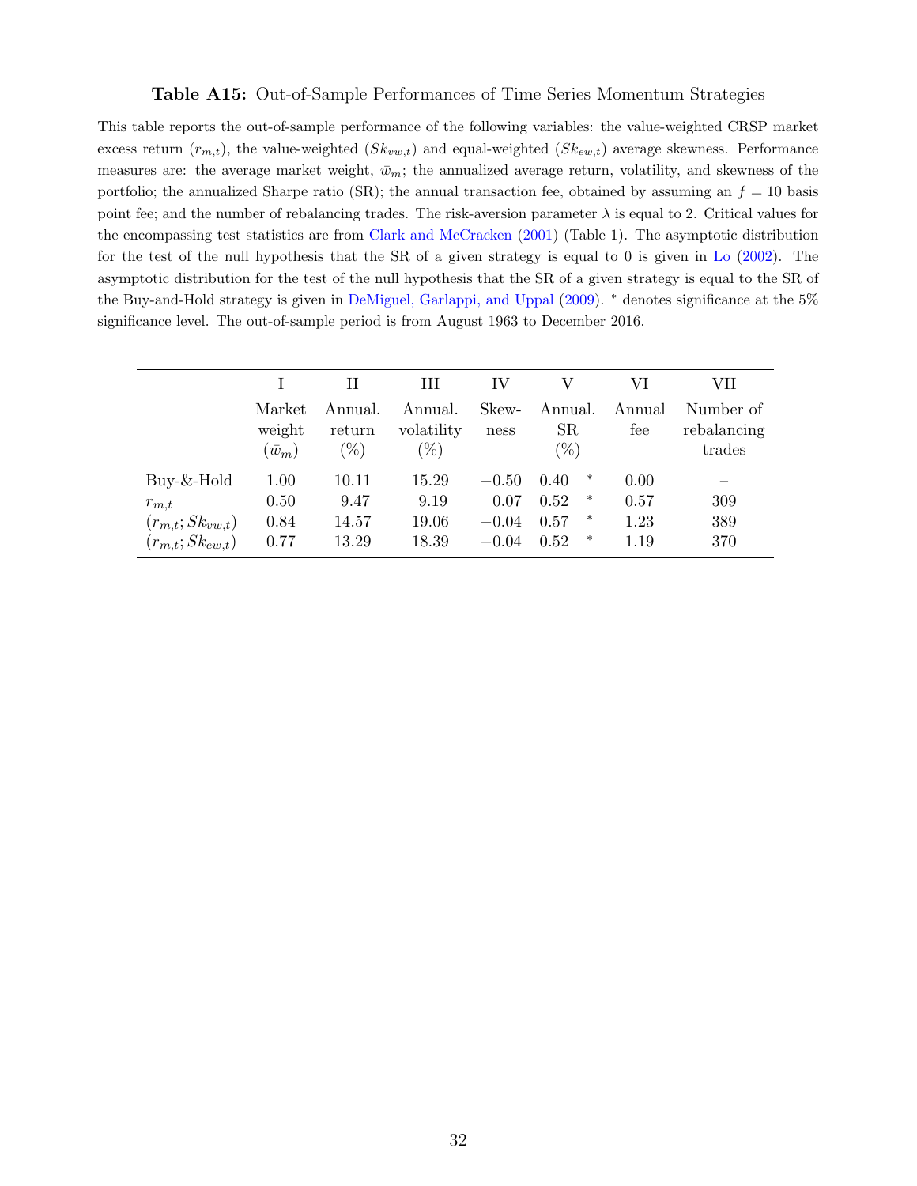**Table A15:** Out-of-Sample Performances of Time Series Momentum Strategies

This table reports the out-of-sample performance of the following variables: the value-weighted CRSP market excess return ($r_{m,t}$), the value-weighted ($Sk_{vw,t}$) and equal-weighted ($Sk_{ew,t}$) average skewness. Performance measures are: the average market weight, $\bar{w}_m$; the annualized average return, volatility, and skewness of the portfolio; the annualized Sharpe ratio (SR); the annual transaction fee, obtained by assuming an $f = 10$ basis point fee; and the number of rebalancing trades. The risk-aversion parameter $\lambda$ is equal to 2. Critical values for the encompassing test statistics are from Clark and McCracken (2001) (Table 1). The asymptotic distribution for the test of the null hypothesis that the SR of a given strategy is equal to 0 is given in Lo (2002). The asymptotic distribution for the test of the null hypothesis that the SR of a given strategy is equal to the SR of the Buy-and-Hold strategy is given in DeMiguel, Garlappi, and Uppal (2009). * denotes significance at the 5% significance level. The out-of-sample period is from August 1963 to December 2016.

| | I | II | III | IV | V | VI | VII |
|---|---|---|---|---|---|---|---|
| | Market weight ($\bar{w}_m$) | Annual. return (%) | Annual. volatility (%) | Skew-ness | Annual. SR (%) | Annual fee | Number of rebalancing trades |
| Buy-&-Hold | 1.00 | 10.11 | 15.29 | −0.50 | 0.40 * | 0.00 | – |
| $r_{m,t}$ | 0.50 | 9.47 | 9.19 | 0.07 | 0.52 * | 0.57 | 309 |
| $(r_{m,t}; Sk_{vw,t})$ | 0.84 | 14.57 | 19.06 | −0.04 | 0.57 * | 1.23 | 389 |
| $(r_{m,t}; Sk_{ew,t})$ | 0.77 | 13.29 | 18.39 | −0.04 | 0.52 * | 1.19 | 370 |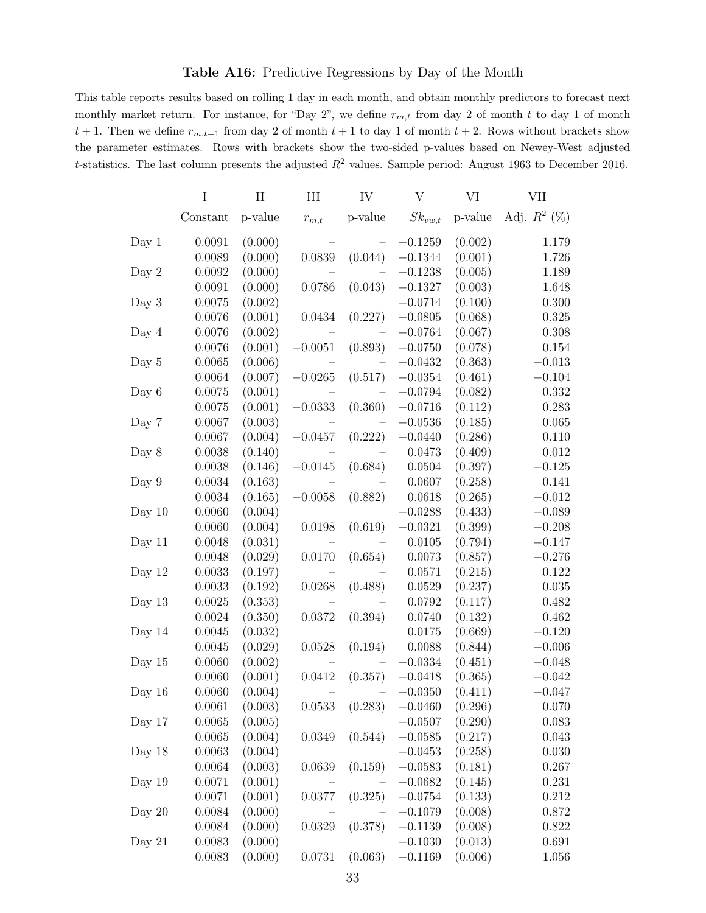**Table A16:** Predictive Regressions by Day of the Month

This table reports results based on rolling 1 day in each month, and obtain monthly predictors to forecast next monthly market return. For instance, for "Day 2", we define $r_{m,t}$ from day 2 of month $t$ to day 1 of month $t+1$. Then we define $r_{m,t+1}$ from day 2 of month $t+1$ to day 1 of month $t+2$. Rows without brackets show the parameter estimates. Rows with brackets show the two-sided p-values based on Newey-West adjusted $t$-statistics. The last column presents the adjusted $R^2$ values. Sample period: August 1963 to December 2016.

| | I | II | III | IV | V | VI | VII |
|---|---|---|---|---|---|---|---|
| | Constant | p-value | $r_{m,t}$ | p-value | $Sk_{vw,t}$ | p-value | Adj. $R^2$ (%) |
| Day 1 | 0.0091 | (0.000) | – | – | −0.1259 | (0.002) | 1.179 |
| | 0.0089 | (0.000) | 0.0839 | (0.044) | −0.1344 | (0.001) | 1.726 |
| Day 2 | 0.0092 | (0.000) | – | – | −0.1238 | (0.005) | 1.189 |
| | 0.0091 | (0.000) | 0.0786 | (0.043) | −0.1327 | (0.003) | 1.648 |
| Day 3 | 0.0075 | (0.002) | – | – | −0.0714 | (0.100) | 0.300 |
| | 0.0076 | (0.001) | 0.0434 | (0.227) | −0.0805 | (0.068) | 0.325 |
| Day 4 | 0.0076 | (0.002) | – | – | −0.0764 | (0.067) | 0.308 |
| | 0.0076 | (0.001) | −0.0051 | (0.893) | −0.0750 | (0.078) | 0.154 |
| Day 5 | 0.0065 | (0.006) | – | – | −0.0432 | (0.363) | −0.013 |
| | 0.0064 | (0.007) | −0.0265 | (0.517) | −0.0354 | (0.461) | −0.104 |
| Day 6 | 0.0075 | (0.001) | – | – | −0.0794 | (0.082) | 0.332 |
| | 0.0075 | (0.001) | −0.0333 | (0.360) | −0.0716 | (0.112) | 0.283 |
| Day 7 | 0.0067 | (0.003) | – | – | −0.0536 | (0.185) | 0.065 |
| | 0.0067 | (0.004) | −0.0457 | (0.222) | −0.0440 | (0.286) | 0.110 |
| Day 8 | 0.0038 | (0.140) | – | – | 0.0473 | (0.409) | 0.012 |
| | 0.0038 | (0.146) | −0.0145 | (0.684) | 0.0504 | (0.397) | −0.125 |
| Day 9 | 0.0034 | (0.163) | – | – | 0.0607 | (0.258) | 0.141 |
| | 0.0034 | (0.165) | −0.0058 | (0.882) | 0.0618 | (0.265) | −0.012 |
| Day 10 | 0.0060 | (0.004) | – | – | −0.0288 | (0.433) | −0.089 |
| | 0.0060 | (0.004) | 0.0198 | (0.619) | −0.0321 | (0.399) | −0.208 |
| Day 11 | 0.0048 | (0.031) | – | – | 0.0105 | (0.794) | −0.147 |
| | 0.0048 | (0.029) | 0.0170 | (0.654) | 0.0073 | (0.857) | −0.276 |
| Day 12 | 0.0033 | (0.197) | – | – | 0.0571 | (0.215) | 0.122 |
| | 0.0033 | (0.192) | 0.0268 | (0.488) | 0.0529 | (0.237) | 0.035 |
| Day 13 | 0.0025 | (0.353) | – | – | 0.0792 | (0.117) | 0.482 |
| | 0.0024 | (0.350) | 0.0372 | (0.394) | 0.0740 | (0.132) | 0.462 |
| Day 14 | 0.0045 | (0.032) | – | – | 0.0175 | (0.669) | −0.120 |
| | 0.0045 | (0.029) | 0.0528 | (0.194) | 0.0088 | (0.844) | −0.006 |
| Day 15 | 0.0060 | (0.002) | – | – | −0.0334 | (0.451) | −0.048 |
| | 0.0060 | (0.001) | 0.0412 | (0.357) | −0.0418 | (0.365) | −0.042 |
| Day 16 | 0.0060 | (0.004) | – | – | −0.0350 | (0.411) | −0.047 |
| | 0.0061 | (0.003) | 0.0533 | (0.283) | −0.0460 | (0.296) | 0.070 |
| Day 17 | 0.0065 | (0.005) | – | – | −0.0507 | (0.290) | 0.083 |
| | 0.0065 | (0.004) | 0.0349 | (0.544) | −0.0585 | (0.217) | 0.043 |
| Day 18 | 0.0063 | (0.004) | – | – | −0.0453 | (0.258) | 0.030 |
| | 0.0064 | (0.003) | 0.0639 | (0.159) | −0.0583 | (0.181) | 0.267 |
| Day 19 | 0.0071 | (0.001) | – | – | −0.0682 | (0.145) | 0.231 |
| | 0.0071 | (0.001) | 0.0377 | (0.325) | −0.0754 | (0.133) | 0.212 |
| Day 20 | 0.0084 | (0.000) | – | – | −0.1079 | (0.008) | 0.872 |
| | 0.0084 | (0.000) | 0.0329 | (0.378) | −0.1139 | (0.008) | 0.822 |
| Day 21 | 0.0083 | (0.000) | – | – | −0.1030 | (0.013) | 0.691 |
| | 0.0083 | (0.000) | 0.0731 | (0.063) | −0.1169 | (0.006) | 1.056 |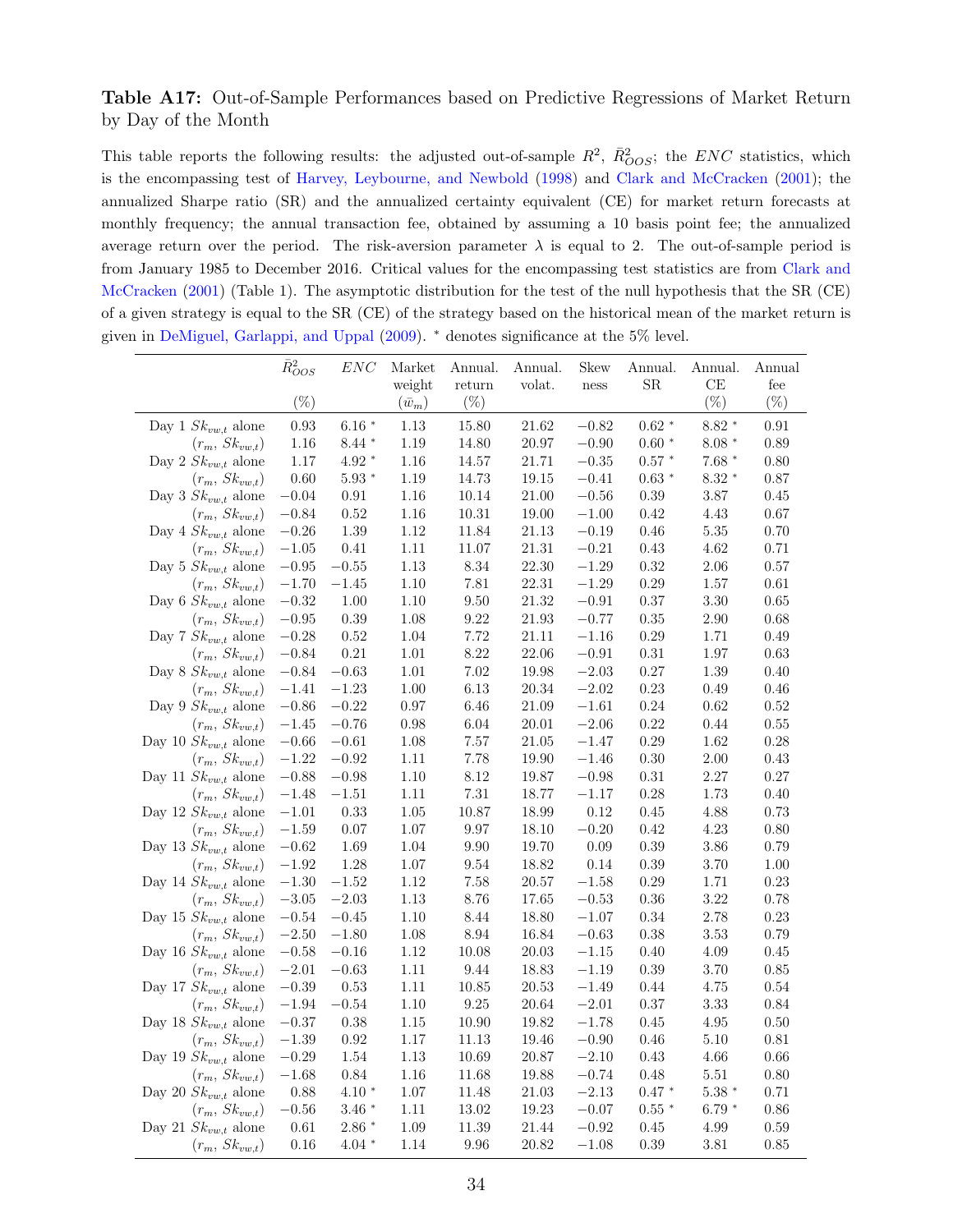**Table A17:** Out-of-Sample Performances based on Predictive Regressions of Market Return by Day of the Month

This table reports the following results: the adjusted out-of-sample $R^2$, $\bar{R}^2_{OOS}$; the $ENC$ statistics, which is the encompassing test of Harvey, Leybourne, and Newbold (1998) and Clark and McCracken (2001); the annualized Sharpe ratio (SR) and the annualized certainty equivalent (CE) for market return forecasts at monthly frequency; the annual transaction fee, obtained by assuming a 10 basis point fee; the annualized average return over the period. The risk-aversion parameter $\lambda$ is equal to 2. The out-of-sample period is from January 1985 to December 2016. Critical values for the encompassing test statistics are from Clark and McCracken (2001) (Table 1). The asymptotic distribution for the test of the null hypothesis that the SR (CE) of a given strategy is equal to the SR (CE) of the strategy based on the historical mean of the market return is given in DeMiguel, Garlappi, and Uppal (2009). * denotes significance at the 5% level.

| | $\bar{R}^2_{OOS}$ (%) | $ENC$ | Market weight ($\bar{w}_m$) | Annual. return (%) | Annual. volat. | Skew ness | Annual. SR | Annual. CE (%) | Annual fee (%) |
|---|---|---|---|---|---|---|---|---|---|
| Day 1 $Sk_{vw,t}$ alone | 0.93 | 6.16 * | 1.13 | 15.80 | 21.62 | −0.82 | 0.62 * | 8.82 * | 0.91 |
| ($r_m$, $Sk_{vw,t}$) | 1.16 | 8.44 * | 1.19 | 14.80 | 20.97 | −0.90 | 0.60 * | 8.08 * | 0.89 |
| Day 2 $Sk_{vw,t}$ alone | 1.17 | 4.92 * | 1.16 | 14.57 | 21.71 | −0.35 | 0.57 * | 7.68 * | 0.80 |
| ($r_m$, $Sk_{vw,t}$) | 0.60 | 5.93 * | 1.19 | 14.73 | 19.15 | −0.41 | 0.63 * | 8.32 * | 0.87 |
| Day 3 $Sk_{vw,t}$ alone | −0.04 | 0.91 | 1.16 | 10.14 | 21.00 | −0.56 | 0.39 | 3.87 | 0.45 |
| ($r_m$, $Sk_{vw,t}$) | −0.84 | 0.52 | 1.16 | 10.31 | 19.00 | −1.00 | 0.42 | 4.43 | 0.67 |
| Day 4 $Sk_{vw,t}$ alone | −0.26 | 1.39 | 1.12 | 11.84 | 21.13 | −0.19 | 0.46 | 5.35 | 0.70 |
| ($r_m$, $Sk_{vw,t}$) | −1.05 | 0.41 | 1.11 | 11.07 | 21.31 | −0.21 | 0.43 | 4.62 | 0.71 |
| Day 5 $Sk_{vw,t}$ alone | −0.95 | −0.55 | 1.13 | 8.34 | 22.30 | −1.29 | 0.32 | 2.06 | 0.57 |
| ($r_m$, $Sk_{vw,t}$) | −1.70 | −1.45 | 1.10 | 7.81 | 22.31 | −1.29 | 0.29 | 1.57 | 0.61 |
| Day 6 $Sk_{vw,t}$ alone | −0.32 | 1.00 | 1.10 | 9.50 | 21.32 | −0.91 | 0.37 | 3.30 | 0.65 |
| ($r_m$, $Sk_{vw,t}$) | −0.95 | 0.39 | 1.08 | 9.22 | 21.93 | −0.77 | 0.35 | 2.90 | 0.68 |
| Day 7 $Sk_{vw,t}$ alone | −0.28 | 0.52 | 1.04 | 7.72 | 21.11 | −1.16 | 0.29 | 1.71 | 0.49 |
| ($r_m$, $Sk_{vw,t}$) | −0.84 | 0.21 | 1.01 | 8.22 | 22.06 | −0.91 | 0.31 | 1.97 | 0.63 |
| Day 8 $Sk_{vw,t}$ alone | −0.84 | −0.63 | 1.01 | 7.02 | 19.98 | −2.03 | 0.27 | 1.39 | 0.40 |
| ($r_m$, $Sk_{vw,t}$) | −1.41 | −1.23 | 1.00 | 6.13 | 20.34 | −2.02 | 0.23 | 0.49 | 0.46 |
| Day 9 $Sk_{vw,t}$ alone | −0.86 | −0.22 | 0.97 | 6.46 | 21.09 | −1.61 | 0.24 | 0.62 | 0.52 |
| ($r_m$, $Sk_{vw,t}$) | −1.45 | −0.76 | 0.98 | 6.04 | 20.01 | −2.06 | 0.22 | 0.44 | 0.55 |
| Day 10 $Sk_{vw,t}$ alone | −0.66 | −0.61 | 1.08 | 7.57 | 21.05 | −1.47 | 0.29 | 1.62 | 0.28 |
| ($r_m$, $Sk_{vw,t}$) | −1.22 | −0.92 | 1.11 | 7.78 | 19.90 | −1.46 | 0.30 | 2.00 | 0.43 |
| Day 11 $Sk_{vw,t}$ alone | −0.88 | −0.98 | 1.10 | 8.12 | 19.87 | −0.98 | 0.31 | 2.27 | 0.27 |
| ($r_m$, $Sk_{vw,t}$) | −1.48 | −1.51 | 1.11 | 7.31 | 18.77 | −1.17 | 0.28 | 1.73 | 0.40 |
| Day 12 $Sk_{vw,t}$ alone | −1.01 | 0.33 | 1.05 | 10.87 | 18.99 | 0.12 | 0.45 | 4.88 | 0.73 |
| ($r_m$, $Sk_{vw,t}$) | −1.59 | 0.07 | 1.07 | 9.97 | 18.10 | −0.20 | 0.42 | 4.23 | 0.80 |
| Day 13 $Sk_{vw,t}$ alone | −0.62 | 1.69 | 1.04 | 9.90 | 19.70 | 0.09 | 0.39 | 3.86 | 0.79 |
| ($r_m$, $Sk_{vw,t}$) | −1.92 | 1.28 | 1.07 | 9.54 | 18.82 | 0.14 | 0.39 | 3.70 | 1.00 |
| Day 14 $Sk_{vw,t}$ alone | −1.30 | −1.52 | 1.12 | 7.58 | 20.57 | −1.58 | 0.29 | 1.71 | 0.23 |
| ($r_m$, $Sk_{vw,t}$) | −3.05 | −2.03 | 1.13 | 8.76 | 17.65 | −0.53 | 0.36 | 3.22 | 0.78 |
| Day 15 $Sk_{vw,t}$ alone | −0.54 | −0.45 | 1.10 | 8.44 | 18.80 | −1.07 | 0.34 | 2.78 | 0.23 |
| ($r_m$, $Sk_{vw,t}$) | −2.50 | −1.80 | 1.08 | 8.94 | 16.84 | −0.63 | 0.38 | 3.53 | 0.79 |
| Day 16 $Sk_{vw,t}$ alone | −0.58 | −0.16 | 1.12 | 10.08 | 20.03 | −1.15 | 0.40 | 4.09 | 0.45 |
| ($r_m$, $Sk_{vw,t}$) | −2.01 | −0.63 | 1.11 | 9.44 | 18.83 | −1.19 | 0.39 | 3.70 | 0.85 |
| Day 17 $Sk_{vw,t}$ alone | −0.39 | 0.53 | 1.11 | 10.85 | 20.53 | −1.49 | 0.44 | 4.75 | 0.54 |
| ($r_m$, $Sk_{vw,t}$) | −1.94 | −0.54 | 1.10 | 9.25 | 20.64 | −2.01 | 0.37 | 3.33 | 0.84 |
| Day 18 $Sk_{vw,t}$ alone | −0.37 | 0.38 | 1.15 | 10.90 | 19.82 | −1.78 | 0.45 | 4.95 | 0.50 |
| ($r_m$, $Sk_{vw,t}$) | −1.39 | 0.92 | 1.17 | 11.13 | 19.46 | −0.90 | 0.46 | 5.10 | 0.81 |
| Day 19 $Sk_{vw,t}$ alone | −0.29 | 1.54 | 1.13 | 10.69 | 20.87 | −2.10 | 0.43 | 4.66 | 0.66 |
| ($r_m$, $Sk_{vw,t}$) | −1.68 | 0.84 | 1.16 | 11.68 | 19.88 | −0.74 | 0.48 | 5.51 | 0.80 |
| Day 20 $Sk_{vw,t}$ alone | 0.88 | 4.10 * | 1.07 | 11.48 | 21.03 | −2.13 | 0.47 * | 5.38 * | 0.71 |
| ($r_m$, $Sk_{vw,t}$) | −0.56 | 3.46 * | 1.11 | 13.02 | 19.23 | −0.07 | 0.55 * | 6.79 * | 0.86 |
| Day 21 $Sk_{vw,t}$ alone | 0.61 | 2.86 * | 1.09 | 11.39 | 21.44 | −0.92 | 0.45 | 4.99 | 0.59 |
| ($r_m$, $Sk_{vw,t}$) | 0.16 | 4.04 * | 1.14 | 9.96 | 20.82 | −1.08 | 0.39 | 3.81 | 0.85 |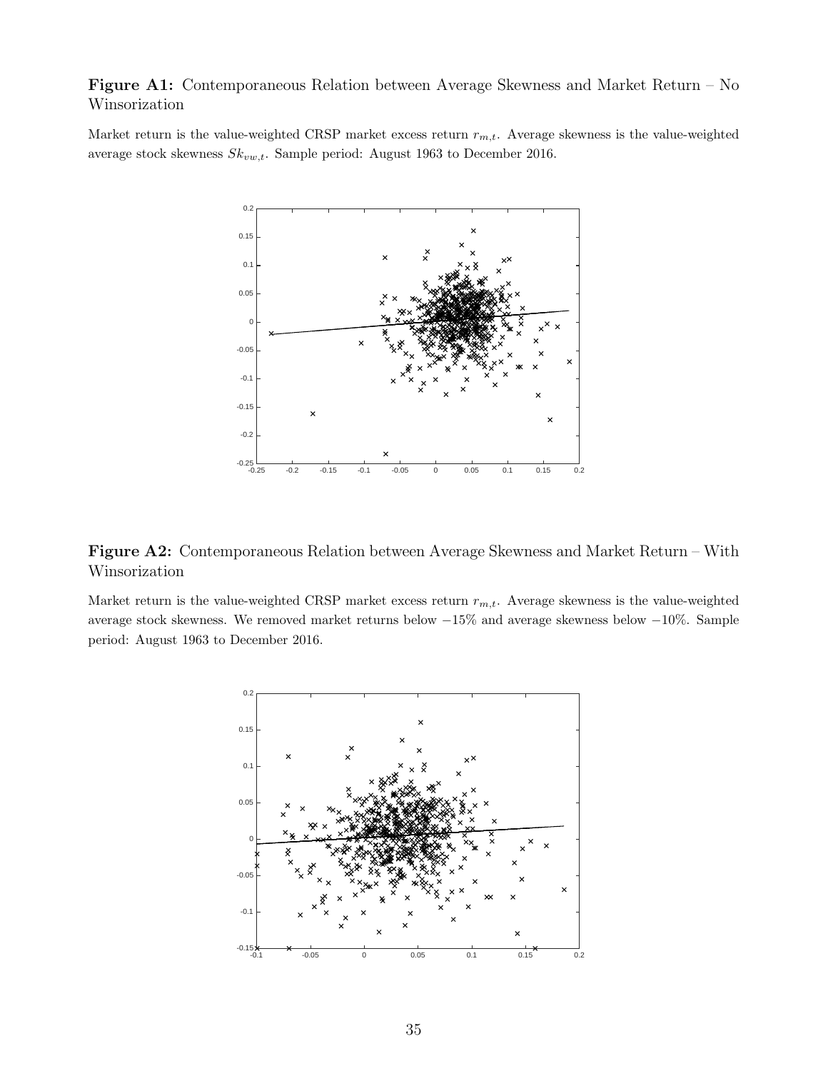**Figure A1:** Contemporaneous Relation between Average Skewness and Market Return – No Winsorization

Market return is the value-weighted CRSP market excess return $r_{m,t}$. Average skewness is the value-weighted average stock skewness $Sk_{vw,t}$. Sample period: August 1963 to December 2016.

**Figure A2:** Contemporaneous Relation between Average Skewness and Market Return – With Winsorization

Market return is the value-weighted CRSP market excess return $r_{m,t}$. Average skewness is the value-weighted average stock skewness. We removed market returns below −15% and average skewness below −10%. Sample period: August 1963 to December 2016.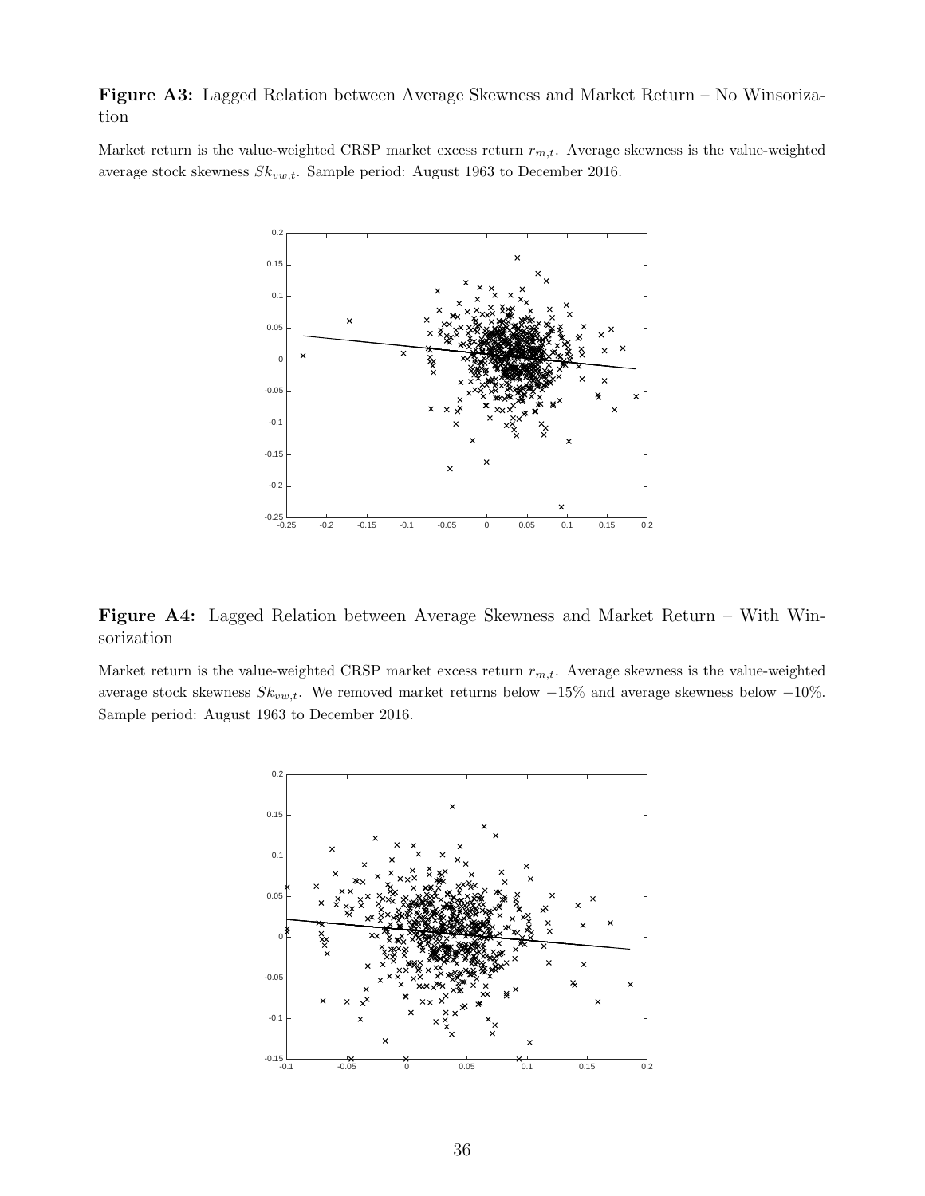**Figure A3:** Lagged Relation between Average Skewness and Market Return – No Winsorization

Market return is the value-weighted CRSP market excess return $r_{m,t}$. Average skewness is the value-weighted average stock skewness $Sk_{vw,t}$. Sample period: August 1963 to December 2016.

**Figure A4:** Lagged Relation between Average Skewness and Market Return – With Winsorization

Market return is the value-weighted CRSP market excess return $r_{m,t}$. Average skewness is the value-weighted average stock skewness $Sk_{vw,t}$. We removed market returns below $-15\%$ and average skewness below $-10\%$. Sample period: August 1963 to December 2016.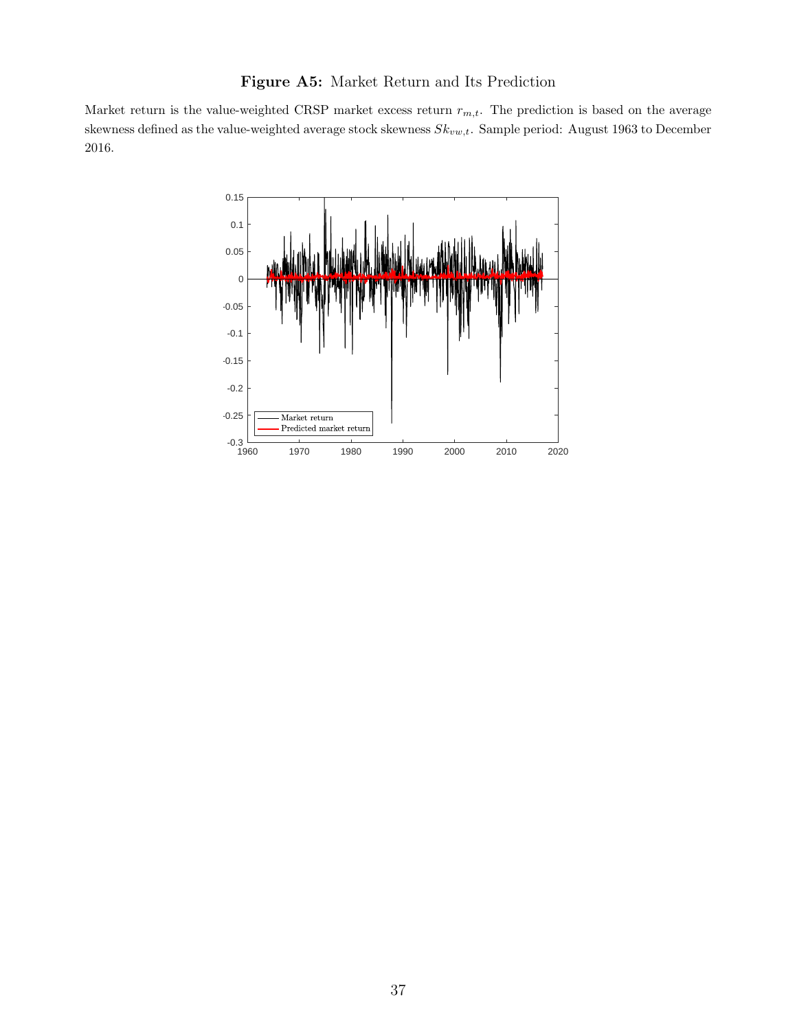**Figure A5:** Market Return and Its Prediction

Market return is the value-weighted CRSP market excess return $r_{m,t}$. The prediction is based on the average skewness defined as the value-weighted average stock skewness $Sk_{vw,t}$. Sample period: August 1963 to December 2016.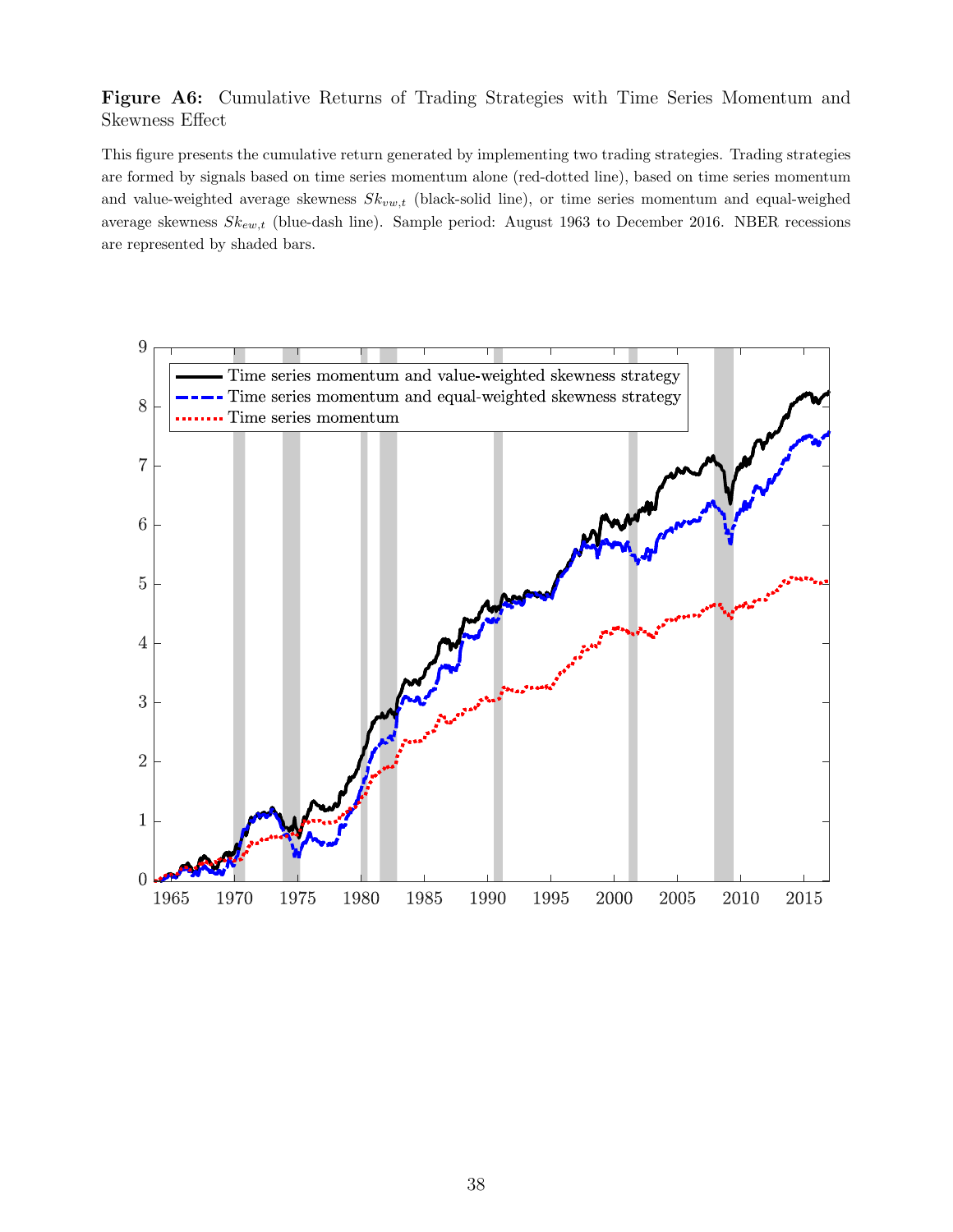**Figure A6:** Cumulative Returns of Trading Strategies with Time Series Momentum and Skewness Effect

This figure presents the cumulative return generated by implementing two trading strategies. Trading strategies are formed by signals based on time series momentum alone (red-dotted line), based on time series momentum and value-weighted average skewness $Sk_{vw,t}$ (black-solid line), or time series momentum and equal-weighed average skewness $Sk_{ew,t}$ (blue-dash line). Sample period: August 1963 to December 2016. NBER recessions are represented by shaded bars.

Time series momentum and value-weighted skewness strategy
Time series momentum and equal-weighted skewness strategy
Time series momentum

0
1
2
3
4
5
6
7
8
9

1965
1970
1975
1980
1985
1990
1995
2000
2005
2010
2015